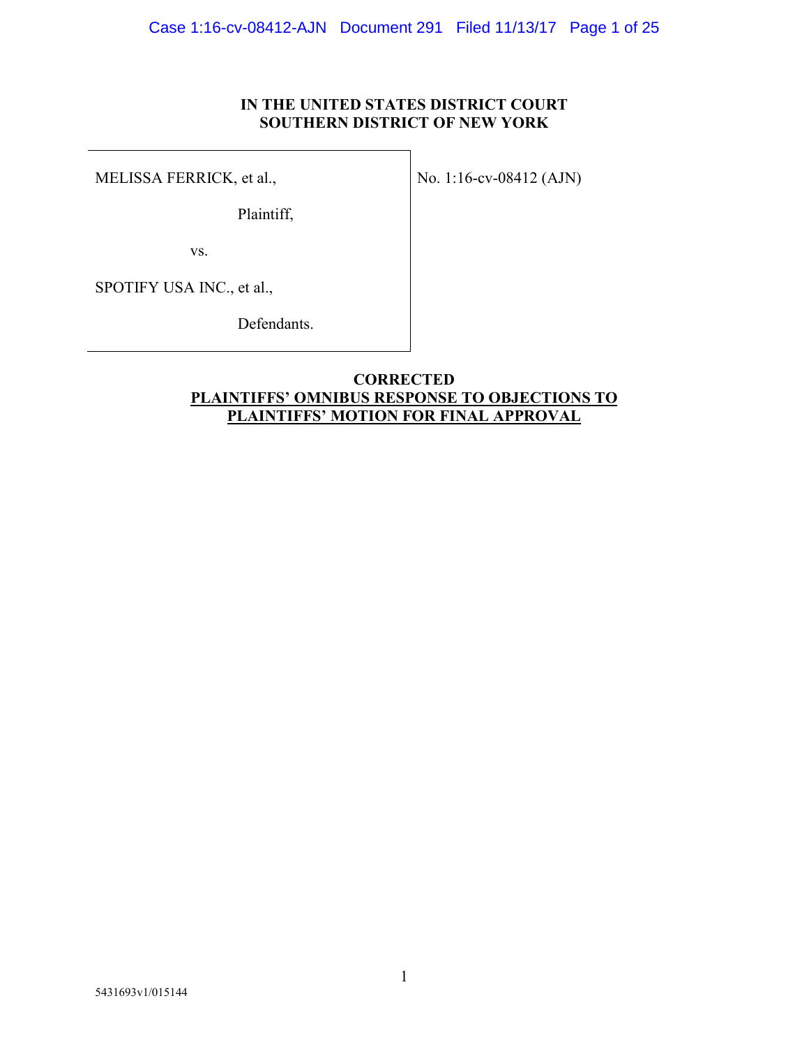**IN THE UNITED STATES DISTRICT COURT**
**SOUTHERN DISTRICT OF NEW YORK**

| | |
|---|---|
| MELISSA FERRICK, et al.,<br><br>Plaintiff,<br><br>vs.<br><br>SPOTIFY USA INC., et al.,<br><br>Defendants. | No. 1:16-cv-08412 (AJN) |

**CORRECTED**
**PLAINTIFFS' OMNIBUS RESPONSE TO OBJECTIONS TO PLAINTIFFS' MOTION FOR FINAL APPROVAL**

5431693v1/015144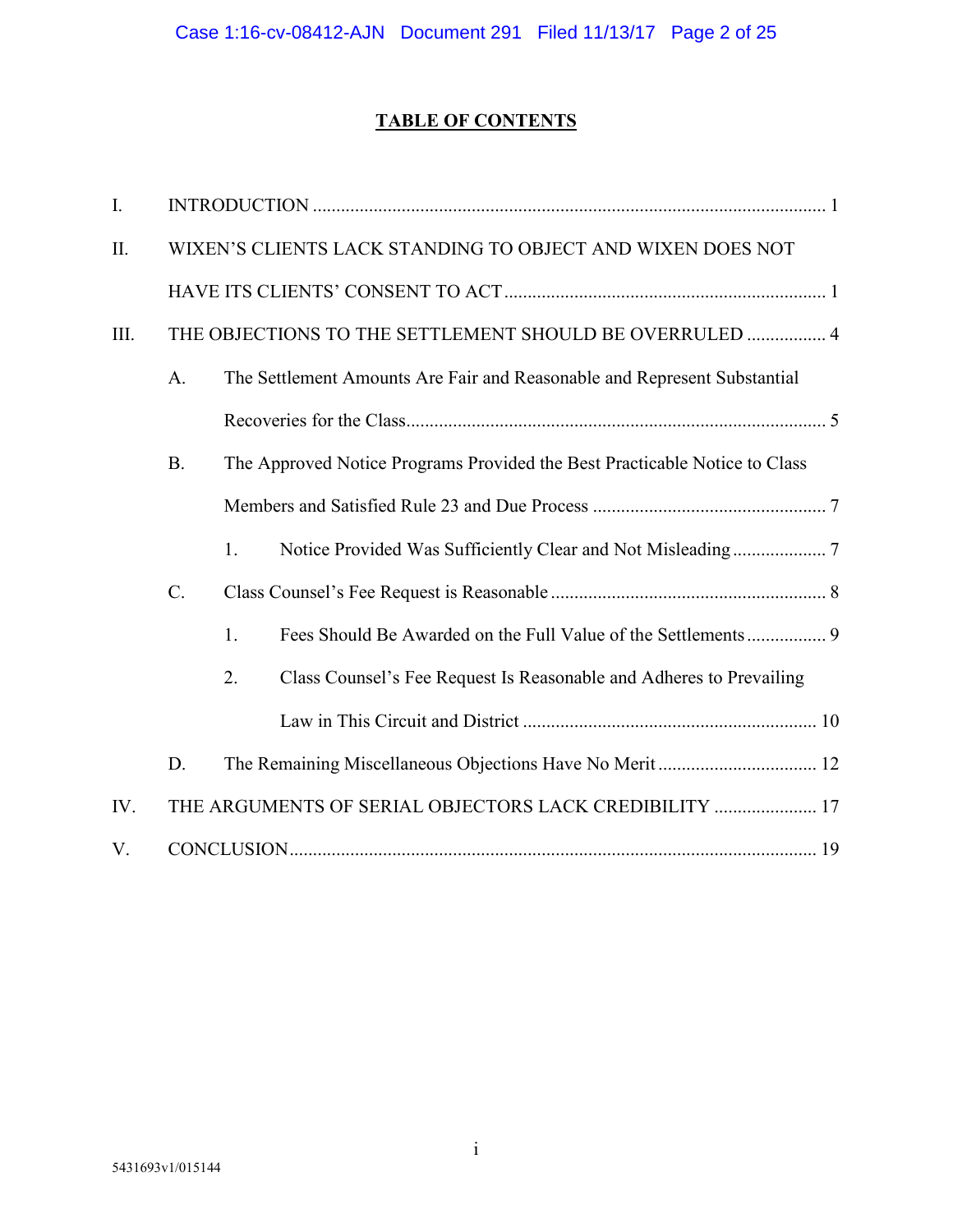# TABLE OF CONTENTS

I. INTRODUCTION ........................................................................................................... 1

II. WIXEN'S CLIENTS LACK STANDING TO OBJECT AND WIXEN DOES NOT HAVE ITS CLIENTS' CONSENT TO ACT ..................................................................... 1

III. THE OBJECTIONS TO THE SETTLEMENT SHOULD BE OVERRULED ................. 4

- A. The Settlement Amounts Are Fair and Reasonable and Represent Substantial Recoveries for the Class........................................................................................ 5
- B. The Approved Notice Programs Provided the Best Practicable Notice to Class Members and Satisfied Rule 23 and Due Process .................................................. 7
  - 1. Notice Provided Was Sufficiently Clear and Not Misleading .................... 7
- C. Class Counsel's Fee Request is Reasonable ........................................................... 8
  - 1. Fees Should Be Awarded on the Full Value of the Settlements ................. 9
  - 2. Class Counsel's Fee Request Is Reasonable and Adheres to Prevailing Law in This Circuit and District ............................................................... 10
- D. The Remaining Miscellaneous Objections Have No Merit .................................. 12

IV. THE ARGUMENTS OF SERIAL OBJECTORS LACK CREDIBILITY ...................... 17

V. CONCLUSION ............................................................................................................... 19

5431693v1/015144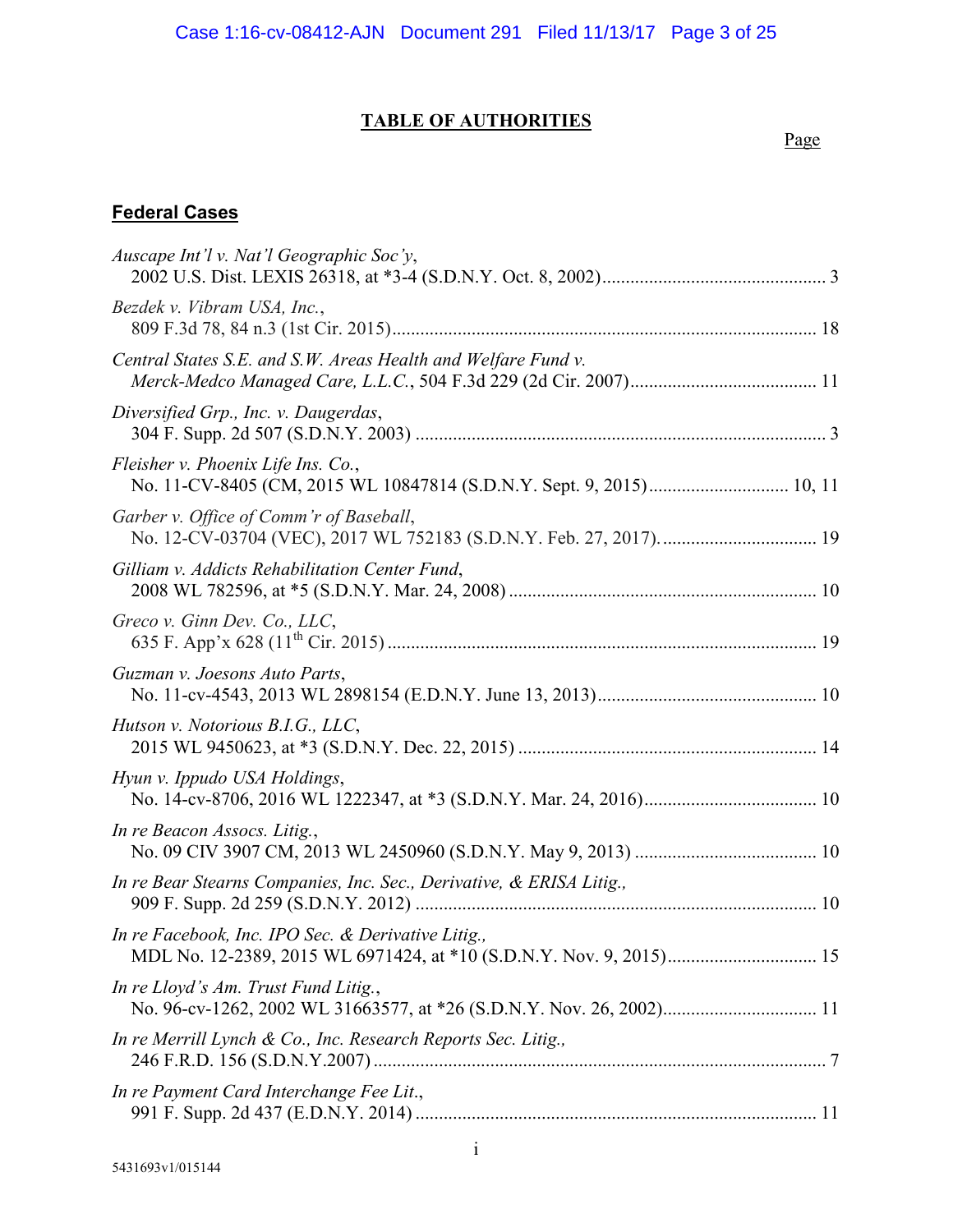## TABLE OF AUTHORITIES

Page

### Federal Cases

*Auscape Int'l v. Nat'l Geographic Soc'y*,
2002 U.S. Dist. LEXIS 26318, at *3-4 (S.D.N.Y. Oct. 8, 2002) ................................................ 3

*Bezdek v. Vibram USA, Inc.*,
809 F.3d 78, 84 n.3 (1st Cir. 2015) ........................................................................................... 18

*Central States S.E. and S.W. Areas Health and Welfare Fund v. Merck-Medco Managed Care, L.L.C.*, 504 F.3d 229 (2d Cir. 2007) ........................................ 11

*Diversified Grp., Inc. v. Daugerdas*,
304 F. Supp. 2d 507 (S.D.N.Y. 2003) ........................................................................................ 3

*Fleisher v. Phoenix Life Ins. Co.*,
No. 11-CV-8405 (CM, 2015 WL 10847814 (S.D.N.Y. Sept. 9, 2015) .............................. 10, 11

*Garber v. Office of Comm'r of Baseball*,
No. 12-CV-03704 (VEC), 2017 WL 752183 (S.D.N.Y. Feb. 27, 2017). ................................. 19

*Gilliam v. Addicts Rehabilitation Center Fund*,
2008 WL 782596, at *5 (S.D.N.Y. Mar. 24, 2008) ................................................................. 10

*Greco v. Ginn Dev. Co., LLC*,
635 F. App'x 628 (11th Cir. 2015) ........................................................................................... 19

*Guzman v. Joesons Auto Parts*,
No. 11-cv-4543, 2013 WL 2898154 (E.D.N.Y. June 13, 2013) ............................................... 10

*Hutson v. Notorious B.I.G., LLC*,
2015 WL 9450623, at *3 (S.D.N.Y. Dec. 22, 2015) ............................................................... 14

*Hyun v. Ippudo USA Holdings*,
No. 14-cv-8706, 2016 WL 1222347, at *3 (S.D.N.Y. Mar. 24, 2016) .................................... 10

*In re Beacon Assocs. Litig.*,
No. 09 CIV 3907 CM, 2013 WL 2450960 (S.D.N.Y. May 9, 2013) ....................................... 10

*In re Bear Stearns Companies, Inc. Sec., Derivative, & ERISA Litig.*,
909 F. Supp. 2d 259 (S.D.N.Y. 2012) ...................................................................................... 10

*In re Facebook, Inc. IPO Sec. & Derivative Litig.*,
MDL No. 12-2389, 2015 WL 6971424, at *10 (S.D.N.Y. Nov. 9, 2015) ................................ 15

*In re Lloyd's Am. Trust Fund Litig.*,
No. 96-cv-1262, 2002 WL 31663577, at *26 (S.D.N.Y. Nov. 26, 2002) ................................. 11

*In re Merrill Lynch & Co., Inc. Research Reports Sec. Litig.*,
246 F.R.D. 156 (S.D.N.Y.2007) ................................................................................................. 7

*In re Payment Card Interchange Fee Lit.*,
991 F. Supp. 2d 437 (E.D.N.Y. 2014) ...................................................................................... 11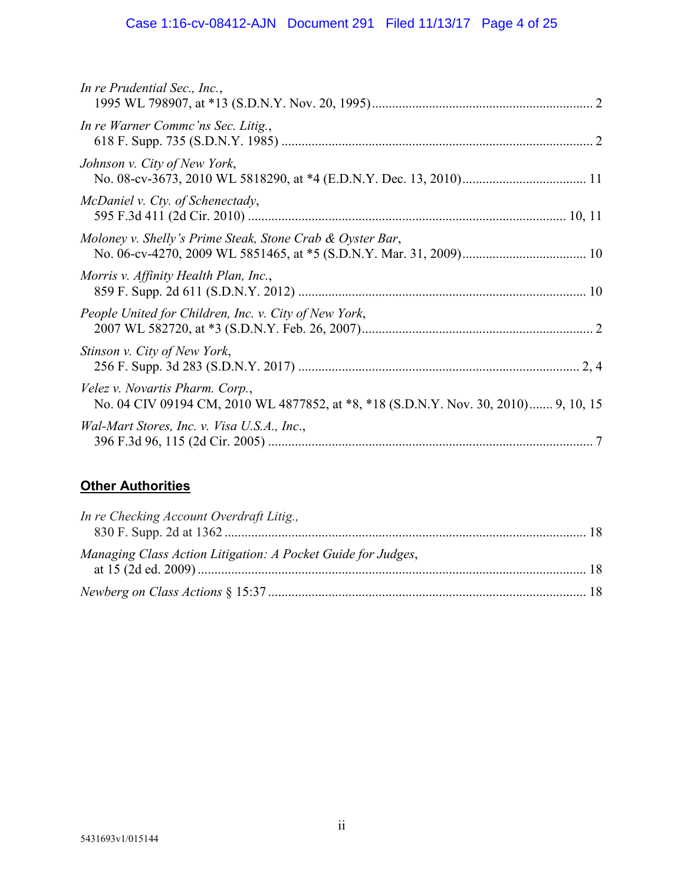*In re Prudential Sec., Inc.*,
1995 WL 798907, at *13 (S.D.N.Y. Nov. 20, 1995) ................................................................. 2

*In re Warner Commc'ns Sec. Litig.*,
618 F. Supp. 735 (S.D.N.Y. 1985) ............................................................................................ 2

*Johnson v. City of New York*,
No. 08-cv-3673, 2010 WL 5818290, at *4 (E.D.N.Y. Dec. 13, 2010) .................................... 11

*McDaniel v. Cty. of Schenectady*,
595 F.3d 411 (2d Cir. 2010) ............................................................................................. 10, 11

*Moloney v. Shelly's Prime Steak, Stone Crab & Oyster Bar*,
No. 06-cv-4270, 2009 WL 5851465, at *5 (S.D.N.Y. Mar. 31, 2009) .................................... 10

*Morris v. Affinity Health Plan, Inc.*,
859 F. Supp. 2d 611 (S.D.N.Y. 2012) ..................................................................................... 10

*People United for Children, Inc. v. City of New York*,
2007 WL 582720, at *3 (S.D.N.Y. Feb. 26, 2007) .................................................................... 2

*Stinson v. City of New York*,
256 F. Supp. 3d 283 (S.D.N.Y. 2017) ................................................................................... 2, 4

*Velez v. Novartis Pharm. Corp.*,
No. 04 CIV 09194 CM, 2010 WL 4877852, at *8, *18 (S.D.N.Y. Nov. 30, 2010) ....... 9, 10, 15

*Wal-Mart Stores, Inc. v. Visa U.S.A., Inc.*,
396 F.3d 96, 115 (2d Cir. 2005) ................................................................................................ 7

## Other Authorities

*In re Checking Account Overdraft Litig.*,
830 F. Supp. 2d at 1362 ........................................................................................................... 18

*Managing Class Action Litigation: A Pocket Guide for Judges*,
at 15 (2d ed. 2009) ................................................................................................................... 18

*Newberg on Class Actions* § 15:37 .............................................................................................. 18

5431693v1/015144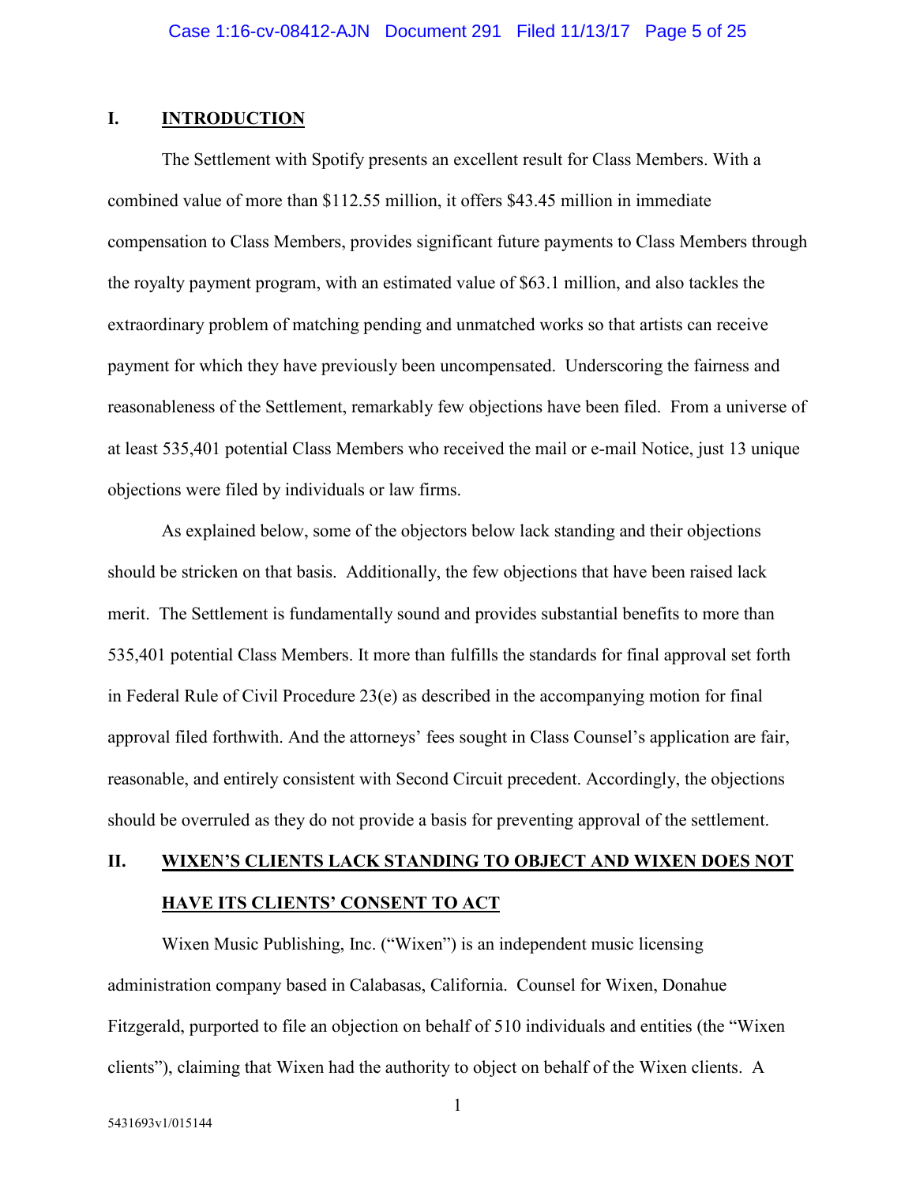## I. INTRODUCTION

The Settlement with Spotify presents an excellent result for Class Members. With a combined value of more than $112.55 million, it offers $43.45 million in immediate compensation to Class Members, provides significant future payments to Class Members through the royalty payment program, with an estimated value of $63.1 million, and also tackles the extraordinary problem of matching pending and unmatched works so that artists can receive payment for which they have previously been uncompensated. Underscoring the fairness and reasonableness of the Settlement, remarkably few objections have been filed. From a universe of at least 535,401 potential Class Members who received the mail or e-mail Notice, just 13 unique objections were filed by individuals or law firms.

As explained below, some of the objectors below lack standing and their objections should be stricken on that basis. Additionally, the few objections that have been raised lack merit. The Settlement is fundamentally sound and provides substantial benefits to more than 535,401 potential Class Members. It more than fulfills the standards for final approval set forth in Federal Rule of Civil Procedure 23(e) as described in the accompanying motion for final approval filed forthwith. And the attorneys' fees sought in Class Counsel's application are fair, reasonable, and entirely consistent with Second Circuit precedent. Accordingly, the objections should be overruled as they do not provide a basis for preventing approval of the settlement.

## II. WIXEN'S CLIENTS LACK STANDING TO OBJECT AND WIXEN DOES NOT HAVE ITS CLIENTS' CONSENT TO ACT

Wixen Music Publishing, Inc. ("Wixen") is an independent music licensing administration company based in Calabasas, California. Counsel for Wixen, Donahue Fitzgerald, purported to file an objection on behalf of 510 individuals and entities (the "Wixen clients"), claiming that Wixen had the authority to object on behalf of the Wixen clients. A

5431693v1/015144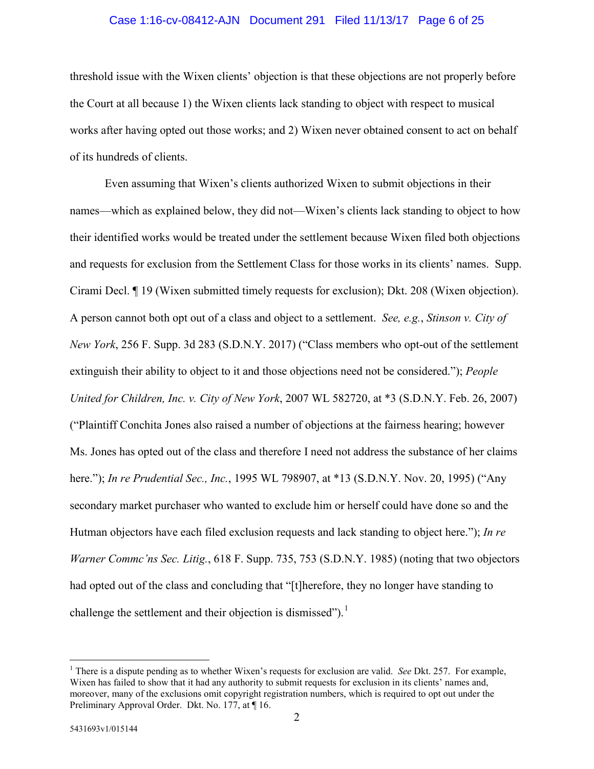threshold issue with the Wixen clients' objection is that these objections are not properly before the Court at all because 1) the Wixen clients lack standing to object with respect to musical works after having opted out those works; and 2) Wixen never obtained consent to act on behalf of its hundreds of clients.

Even assuming that Wixen's clients authorized Wixen to submit objections in their names—which as explained below, they did not—Wixen's clients lack standing to object to how their identified works would be treated under the settlement because Wixen filed both objections and requests for exclusion from the Settlement Class for those works in its clients' names. Supp. Cirami Decl. ¶ 19 (Wixen submitted timely requests for exclusion); Dkt. 208 (Wixen objection). A person cannot both opt out of a class and object to a settlement. *See, e.g.*, *Stinson v. City of New York*, 256 F. Supp. 3d 283 (S.D.N.Y. 2017) ("Class members who opt-out of the settlement extinguish their ability to object to it and those objections need not be considered."); *People United for Children, Inc. v. City of New York*, 2007 WL 582720, at *3 (S.D.N.Y. Feb. 26, 2007) ("Plaintiff Conchita Jones also raised a number of objections at the fairness hearing; however Ms. Jones has opted out of the class and therefore I need not address the substance of her claims here."); *In re Prudential Sec., Inc.*, 1995 WL 798907, at *13 (S.D.N.Y. Nov. 20, 1995) ("Any secondary market purchaser who wanted to exclude him or herself could have done so and the Hutman objectors have each filed exclusion requests and lack standing to object here."); *In re Warner Commc'ns Sec. Litig.*, 618 F. Supp. 735, 753 (S.D.N.Y. 1985) (noting that two objectors had opted out of the class and concluding that "[t]herefore, they no longer have standing to challenge the settlement and their objection is dismissed").[1]

[1] There is a dispute pending as to whether Wixen's requests for exclusion are valid. *See* Dkt. 257. For example, Wixen has failed to show that it had any authority to submit requests for exclusion in its clients' names and, moreover, many of the exclusions omit copyright registration numbers, which is required to opt out under the Preliminary Approval Order. Dkt. No. 177, at ¶ 16.

5431693v1/015144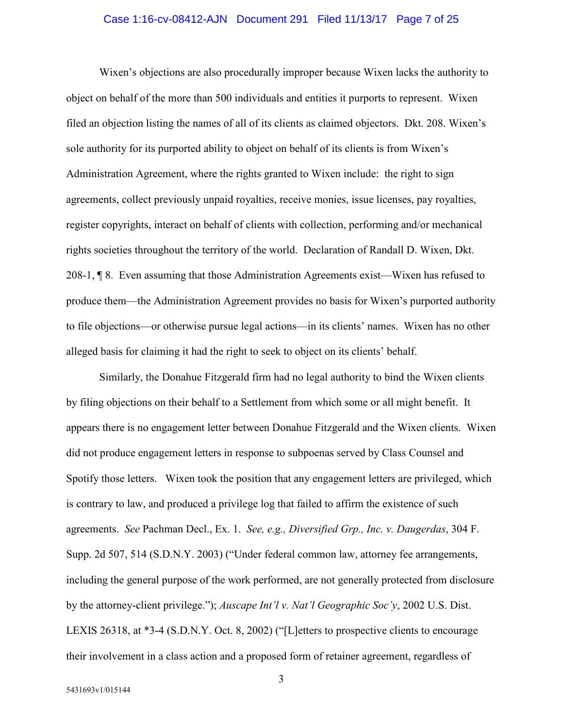Wixen's objections are also procedurally improper because Wixen lacks the authority to object on behalf of the more than 500 individuals and entities it purports to represent. Wixen filed an objection listing the names of all of its clients as claimed objectors. Dkt. 208. Wixen's sole authority for its purported ability to object on behalf of its clients is from Wixen's Administration Agreement, where the rights granted to Wixen include: the right to sign agreements, collect previously unpaid royalties, receive monies, issue licenses, pay royalties, register copyrights, interact on behalf of clients with collection, performing and/or mechanical rights societies throughout the territory of the world. Declaration of Randall D. Wixen, Dkt. 208-1, ¶ 8. Even assuming that those Administration Agreements exist—Wixen has refused to produce them—the Administration Agreement provides no basis for Wixen's purported authority to file objections—or otherwise pursue legal actions—in its clients' names. Wixen has no other alleged basis for claiming it had the right to seek to object on its clients' behalf.

Similarly, the Donahue Fitzgerald firm had no legal authority to bind the Wixen clients by filing objections on their behalf to a Settlement from which some or all might benefit. It appears there is no engagement letter between Donahue Fitzgerald and the Wixen clients. Wixen did not produce engagement letters in response to subpoenas served by Class Counsel and Spotify those letters. Wixen took the position that any engagement letters are privileged, which is contrary to law, and produced a privilege log that failed to affirm the existence of such agreements. *See* Pachman Decl., Ex. 1. *See, e.g., Diversified Grp., Inc. v. Daugerdas*, 304 F. Supp. 2d 507, 514 (S.D.N.Y. 2003) ("Under federal common law, attorney fee arrangements, including the general purpose of the work performed, are not generally protected from disclosure by the attorney-client privilege."); *Auscape Int'l v. Nat'l Geographic Soc'y*, 2002 U.S. Dist. LEXIS 26318, at *3-4 (S.D.N.Y. Oct. 8, 2002) ("[L]etters to prospective clients to encourage their involvement in a class action and a proposed form of retainer agreement, regardless of

5431693v1/015144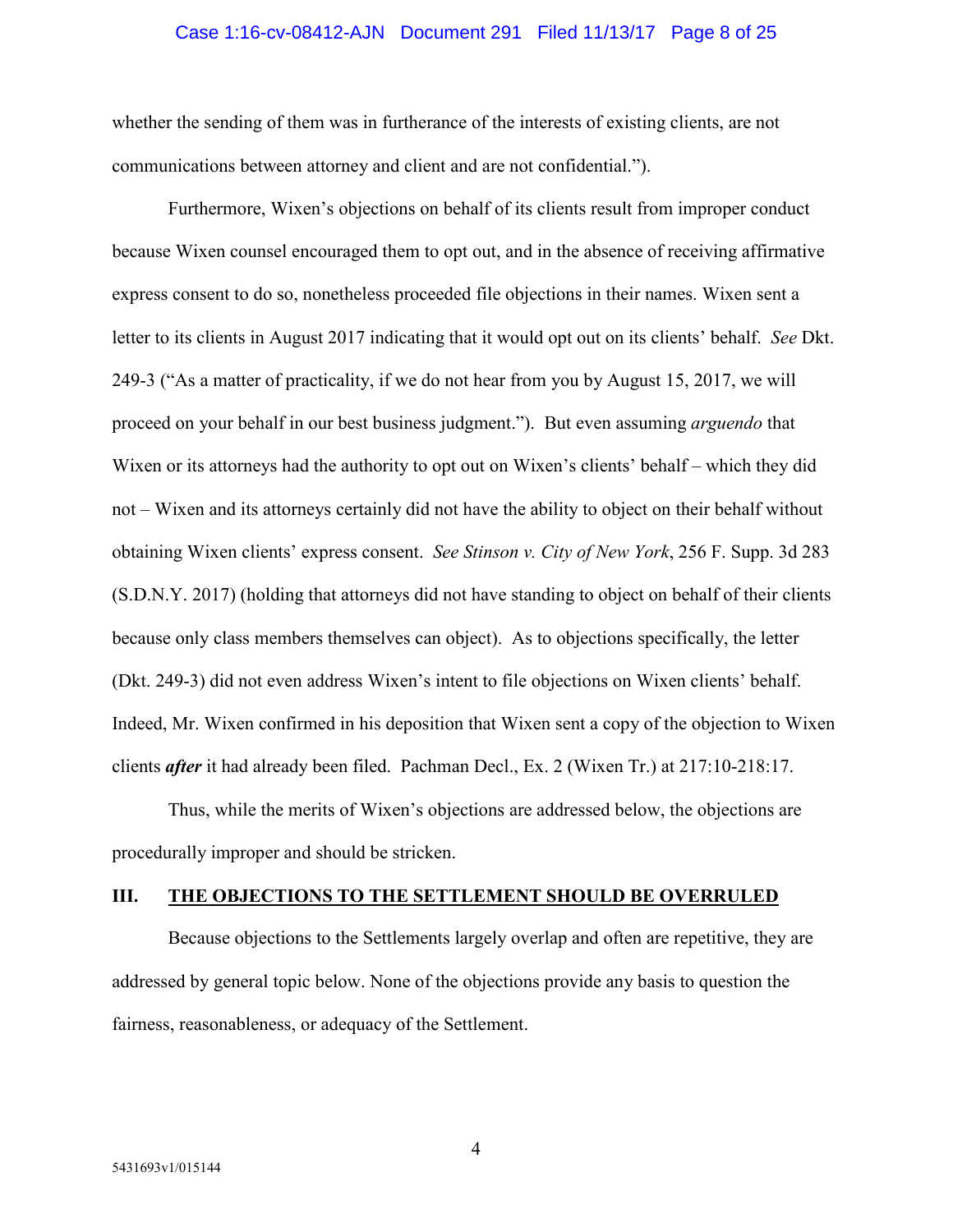whether the sending of them was in furtherance of the interests of existing clients, are not communications between attorney and client and are not confidential.").

Furthermore, Wixen's objections on behalf of its clients result from improper conduct because Wixen counsel encouraged them to opt out, and in the absence of receiving affirmative express consent to do so, nonetheless proceeded file objections in their names. Wixen sent a letter to its clients in August 2017 indicating that it would opt out on its clients' behalf. *See* Dkt. 249-3 ("As a matter of practicality, if we do not hear from you by August 15, 2017, we will proceed on your behalf in our best business judgment."). But even assuming *arguendo* that Wixen or its attorneys had the authority to opt out on Wixen's clients' behalf – which they did not – Wixen and its attorneys certainly did not have the ability to object on their behalf without obtaining Wixen clients' express consent. *See Stinson v. City of New York*, 256 F. Supp. 3d 283 (S.D.N.Y. 2017) (holding that attorneys did not have standing to object on behalf of their clients because only class members themselves can object). As to objections specifically, the letter (Dkt. 249-3) did not even address Wixen's intent to file objections on Wixen clients' behalf. Indeed, Mr. Wixen confirmed in his deposition that Wixen sent a copy of the objection to Wixen clients ***after*** it had already been filed. Pachman Decl., Ex. 2 (Wixen Tr.) at 217:10-218:17.

Thus, while the merits of Wixen's objections are addressed below, the objections are procedurally improper and should be stricken.

## III. THE OBJECTIONS TO THE SETTLEMENT SHOULD BE OVERRULED

Because objections to the Settlements largely overlap and often are repetitive, they are addressed by general topic below. None of the objections provide any basis to question the fairness, reasonableness, or adequacy of the Settlement.

5431693v1/015144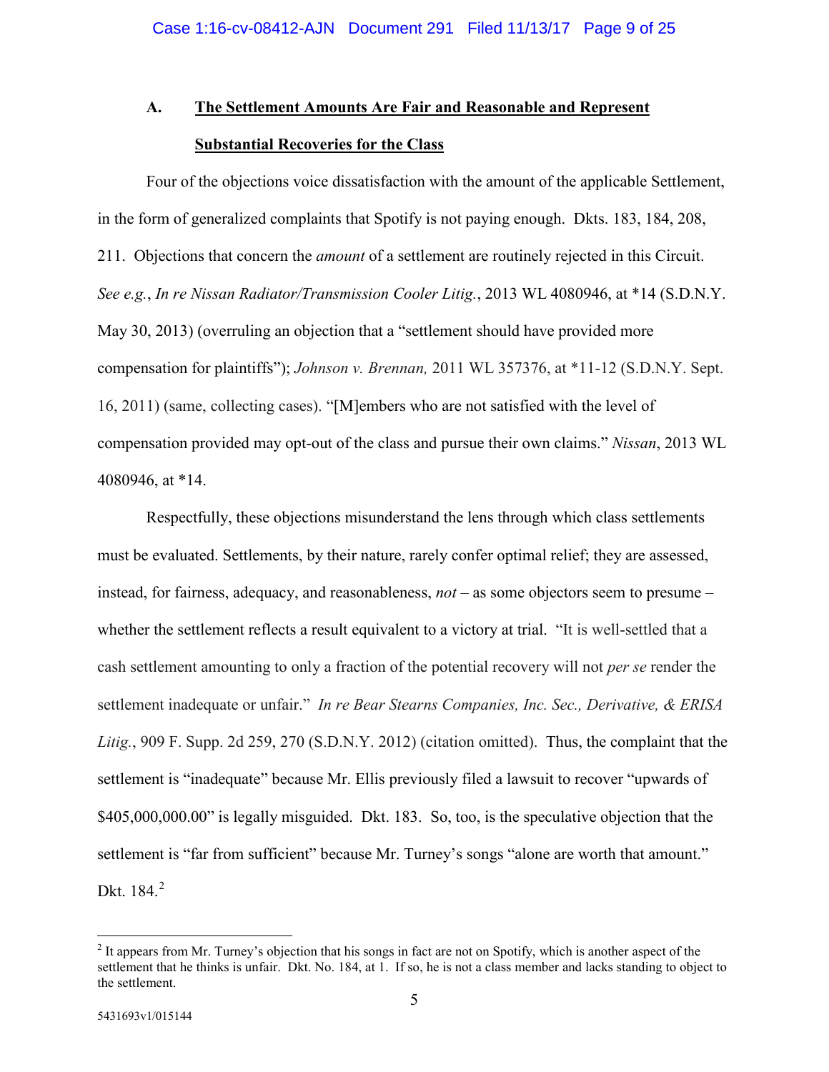### A. <u>The Settlement Amounts Are Fair and Reasonable and Represent Substantial Recoveries for the Class</u>

Four of the objections voice dissatisfaction with the amount of the applicable Settlement, in the form of generalized complaints that Spotify is not paying enough. Dkts. 183, 184, 208, 211. Objections that concern the *amount* of a settlement are routinely rejected in this Circuit. *See e.g.*, *In re Nissan Radiator/Transmission Cooler Litig.*, 2013 WL 4080946, at *14 (S.D.N.Y. May 30, 2013) (overruling an objection that a "settlement should have provided more compensation for plaintiffs"); *Johnson v. Brennan,* 2011 WL 357376, at *11-12 (S.D.N.Y. Sept. 16, 2011) (same, collecting cases). "[M]embers who are not satisfied with the level of compensation provided may opt-out of the class and pursue their own claims." *Nissan*, 2013 WL 4080946, at *14.

Respectfully, these objections misunderstand the lens through which class settlements must be evaluated. Settlements, by their nature, rarely confer optimal relief; they are assessed, instead, for fairness, adequacy, and reasonableness, *not* – as some objectors seem to presume – whether the settlement reflects a result equivalent to a victory at trial. "It is well-settled that a cash settlement amounting to only a fraction of the potential recovery will not *per se* render the settlement inadequate or unfair." *In re Bear Stearns Companies, Inc. Sec., Derivative, & ERISA Litig.*, 909 F. Supp. 2d 259, 270 (S.D.N.Y. 2012) (citation omitted). Thus, the complaint that the settlement is "inadequate" because Mr. Ellis previously filed a lawsuit to recover "upwards of $405,000,000.00" is legally misguided. Dkt. 183. So, too, is the speculative objection that the settlement is "far from sufficient" because Mr. Turney's songs "alone are worth that amount." Dkt. 184.[2]

---

[2] It appears from Mr. Turney's objection that his songs in fact are not on Spotify, which is another aspect of the settlement that he thinks is unfair. Dkt. No. 184, at 1. If so, he is not a class member and lacks standing to object to the settlement.

5431693v1/015144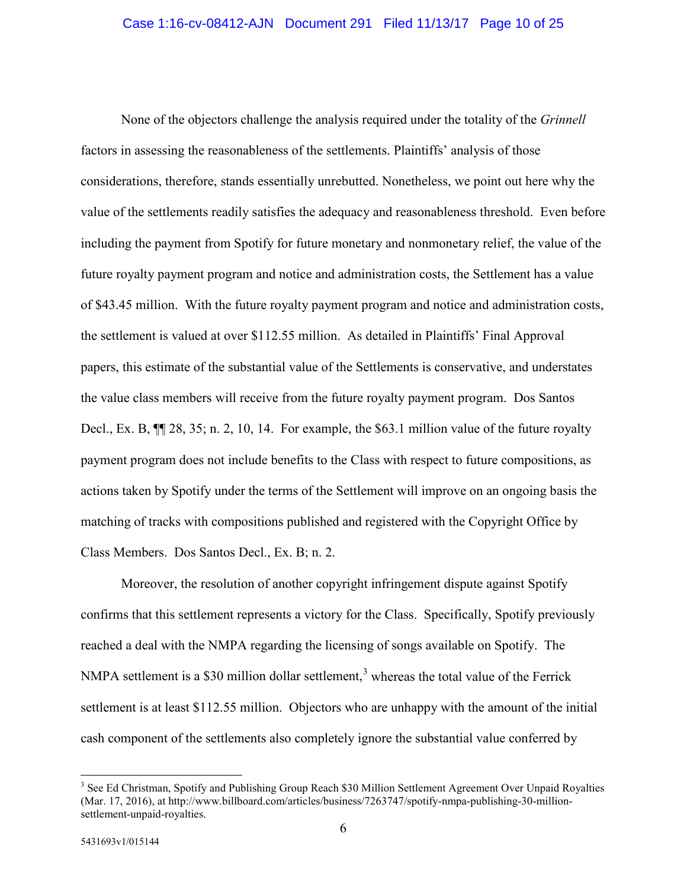None of the objectors challenge the analysis required under the totality of the *Grinnell* factors in assessing the reasonableness of the settlements. Plaintiffs' analysis of those considerations, therefore, stands essentially unrebutted. Nonetheless, we point out here why the value of the settlements readily satisfies the adequacy and reasonableness threshold. Even before including the payment from Spotify for future monetary and nonmonetary relief, the value of the future royalty payment program and notice and administration costs, the Settlement has a value of $43.45 million. With the future royalty payment program and notice and administration costs, the settlement is valued at over $112.55 million. As detailed in Plaintiffs' Final Approval papers, this estimate of the substantial value of the Settlements is conservative, and understates the value class members will receive from the future royalty payment program. Dos Santos Decl., Ex. B, ¶¶ 28, 35; n. 2, 10, 14. For example, the $63.1 million value of the future royalty payment program does not include benefits to the Class with respect to future compositions, as actions taken by Spotify under the terms of the Settlement will improve on an ongoing basis the matching of tracks with compositions published and registered with the Copyright Office by Class Members. Dos Santos Decl., Ex. B; n. 2.

Moreover, the resolution of another copyright infringement dispute against Spotify confirms that this settlement represents a victory for the Class. Specifically, Spotify previously reached a deal with the NMPA regarding the licensing of songs available on Spotify. The NMPA settlement is a $30 million dollar settlement,[3] whereas the total value of the Ferrick settlement is at least $112.55 million. Objectors who are unhappy with the amount of the initial cash component of the settlements also completely ignore the substantial value conferred by

[3] See Ed Christman, Spotify and Publishing Group Reach $30 Million Settlement Agreement Over Unpaid Royalties (Mar. 17, 2016), at http://www.billboard.com/articles/business/7263747/spotify-nmpa-publishing-30-million-settlement-unpaid-royalties.

5431693v1/015144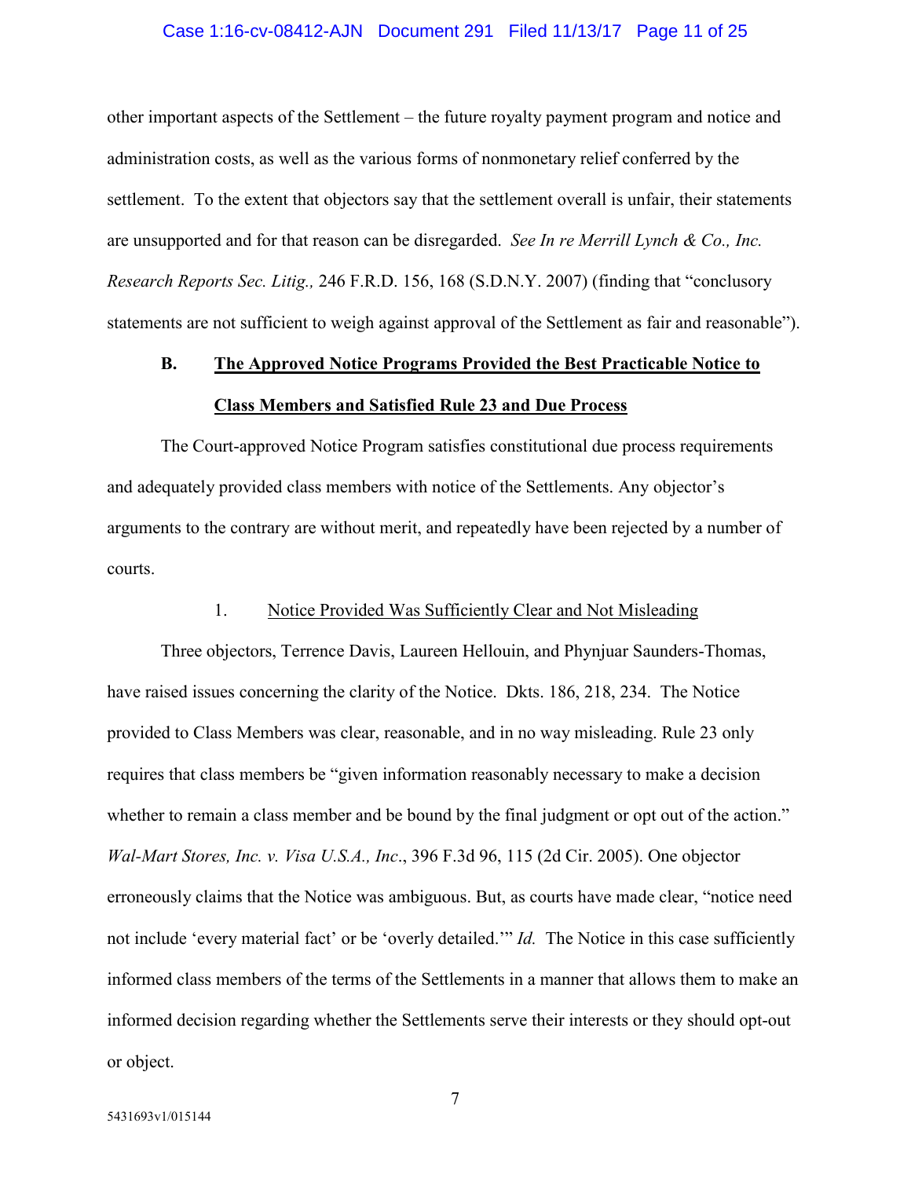other important aspects of the Settlement – the future royalty payment program and notice and administration costs, as well as the various forms of nonmonetary relief conferred by the settlement. To the extent that objectors say that the settlement overall is unfair, their statements are unsupported and for that reason can be disregarded. *See In re Merrill Lynch & Co., Inc. Research Reports Sec. Litig.,* 246 F.R.D. 156, 168 (S.D.N.Y. 2007) (finding that "conclusory statements are not sufficient to weigh against approval of the Settlement as fair and reasonable").

### B. <u>The Approved Notice Programs Provided the Best Practicable Notice to Class Members and Satisfied Rule 23 and Due Process</u>

The Court-approved Notice Program satisfies constitutional due process requirements and adequately provided class members with notice of the Settlements. Any objector's arguments to the contrary are without merit, and repeatedly have been rejected by a number of courts.

#### 1. <u>Notice Provided Was Sufficiently Clear and Not Misleading</u>

Three objectors, Terrence Davis, Laureen Hellouin, and Phynjuar Saunders-Thomas, have raised issues concerning the clarity of the Notice. Dkts. 186, 218, 234. The Notice provided to Class Members was clear, reasonable, and in no way misleading. Rule 23 only requires that class members be "given information reasonably necessary to make a decision whether to remain a class member and be bound by the final judgment or opt out of the action." *Wal-Mart Stores, Inc. v. Visa U.S.A., Inc*., 396 F.3d 96, 115 (2d Cir. 2005). One objector erroneously claims that the Notice was ambiguous. But, as courts have made clear, "notice need not include 'every material fact' or be 'overly detailed.'" *Id.* The Notice in this case sufficiently informed class members of the terms of the Settlements in a manner that allows them to make an informed decision regarding whether the Settlements serve their interests or they should opt-out or object.

5431693v1/015144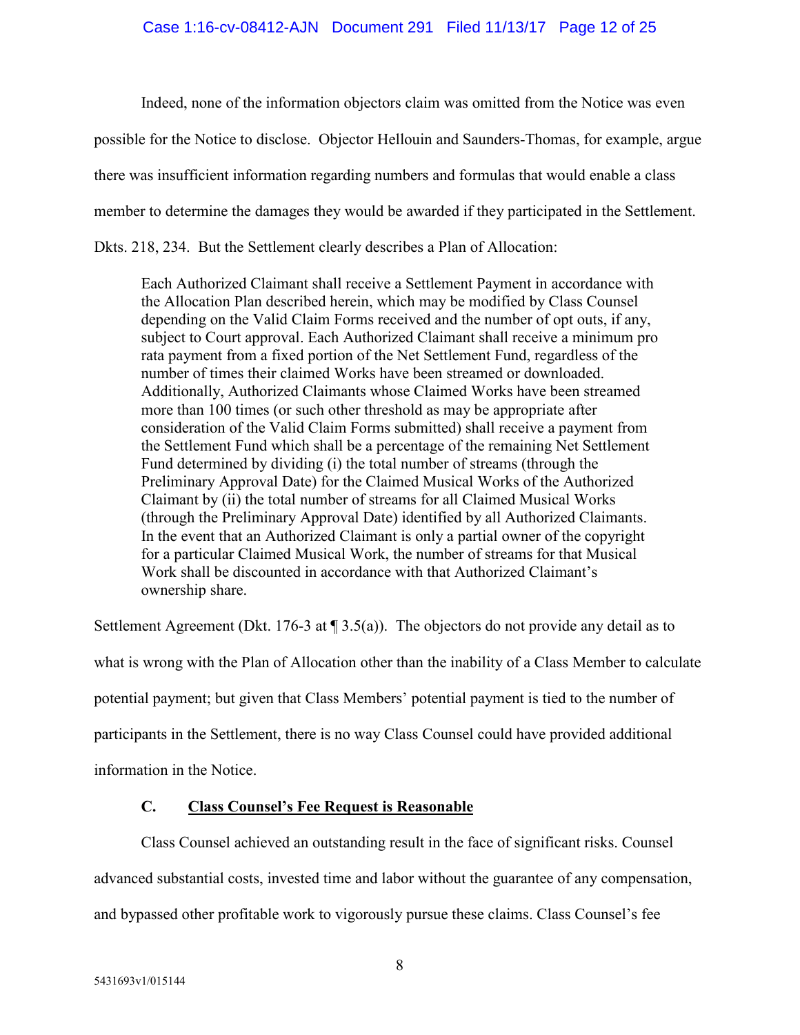Indeed, none of the information objectors claim was omitted from the Notice was even possible for the Notice to disclose. Objector Hellouin and Saunders-Thomas, for example, argue there was insufficient information regarding numbers and formulas that would enable a class member to determine the damages they would be awarded if they participated in the Settlement. Dkts. 218, 234. But the Settlement clearly describes a Plan of Allocation:

> Each Authorized Claimant shall receive a Settlement Payment in accordance with the Allocation Plan described herein, which may be modified by Class Counsel depending on the Valid Claim Forms received and the number of opt outs, if any, subject to Court approval. Each Authorized Claimant shall receive a minimum pro rata payment from a fixed portion of the Net Settlement Fund, regardless of the number of times their claimed Works have been streamed or downloaded. Additionally, Authorized Claimants whose Claimed Works have been streamed more than 100 times (or such other threshold as may be appropriate after consideration of the Valid Claim Forms submitted) shall receive a payment from the Settlement Fund which shall be a percentage of the remaining Net Settlement Fund determined by dividing (i) the total number of streams (through the Preliminary Approval Date) for the Claimed Musical Works of the Authorized Claimant by (ii) the total number of streams for all Claimed Musical Works (through the Preliminary Approval Date) identified by all Authorized Claimants. In the event that an Authorized Claimant is only a partial owner of the copyright for a particular Claimed Musical Work, the number of streams for that Musical Work shall be discounted in accordance with that Authorized Claimant's ownership share.

Settlement Agreement (Dkt. 176-3 at ¶ 3.5(a)). The objectors do not provide any detail as to what is wrong with the Plan of Allocation other than the inability of a Class Member to calculate potential payment; but given that Class Members' potential payment is tied to the number of participants in the Settlement, there is no way Class Counsel could have provided additional information in the Notice.

### C. <u>Class Counsel's Fee Request is Reasonable</u>

Class Counsel achieved an outstanding result in the face of significant risks. Counsel advanced substantial costs, invested time and labor without the guarantee of any compensation, and bypassed other profitable work to vigorously pursue these claims. Class Counsel's fee

5431693v1/015144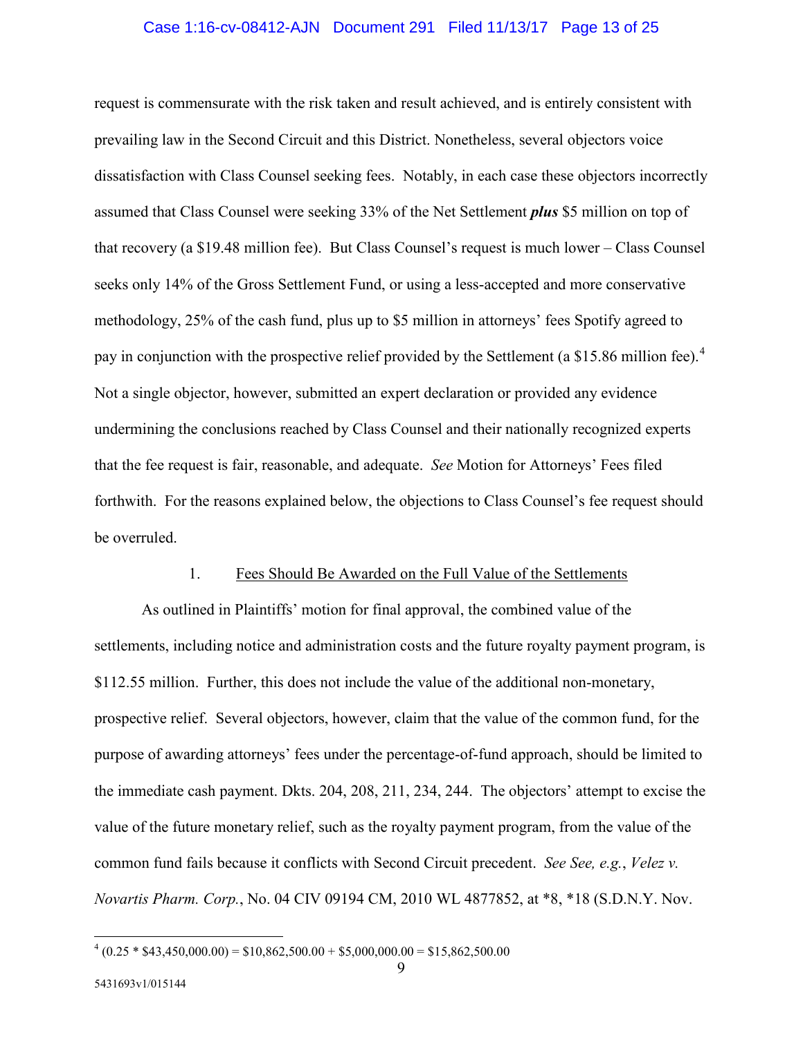request is commensurate with the risk taken and result achieved, and is entirely consistent with prevailing law in the Second Circuit and this District. Nonetheless, several objectors voice dissatisfaction with Class Counsel seeking fees. Notably, in each case these objectors incorrectly assumed that Class Counsel were seeking 33% of the Net Settlement ***plus*** $5 million on top of that recovery (a $19.48 million fee). But Class Counsel's request is much lower – Class Counsel seeks only 14% of the Gross Settlement Fund, or using a less-accepted and more conservative methodology, 25% of the cash fund, plus up to $5 million in attorneys' fees Spotify agreed to pay in conjunction with the prospective relief provided by the Settlement (a $15.86 million fee).[4] Not a single objector, however, submitted an expert declaration or provided any evidence undermining the conclusions reached by Class Counsel and their nationally recognized experts that the fee request is fair, reasonable, and adequate. *See* Motion for Attorneys' Fees filed forthwith. For the reasons explained below, the objections to Class Counsel's fee request should be overruled.

1. <u>Fees Should Be Awarded on the Full Value of the Settlements</u>

As outlined in Plaintiffs' motion for final approval, the combined value of the settlements, including notice and administration costs and the future royalty payment program, is $112.55 million. Further, this does not include the value of the additional non-monetary, prospective relief. Several objectors, however, claim that the value of the common fund, for the purpose of awarding attorneys' fees under the percentage-of-fund approach, should be limited to the immediate cash payment. Dkts. 204, 208, 211, 234, 244. The objectors' attempt to excise the value of the future monetary relief, such as the royalty payment program, from the value of the common fund fails because it conflicts with Second Circuit precedent. *See See, e.g.*, *Velez v. Novartis Pharm. Corp.*, No. 04 CIV 09194 CM, 2010 WL 4877852, at *8, *18 (S.D.N.Y. Nov.

---

[4] (0.25 * $43,450,000.00) = $10,862,500.00 + $5,000,000.00 = $15,862,500.00

5431693v1/015144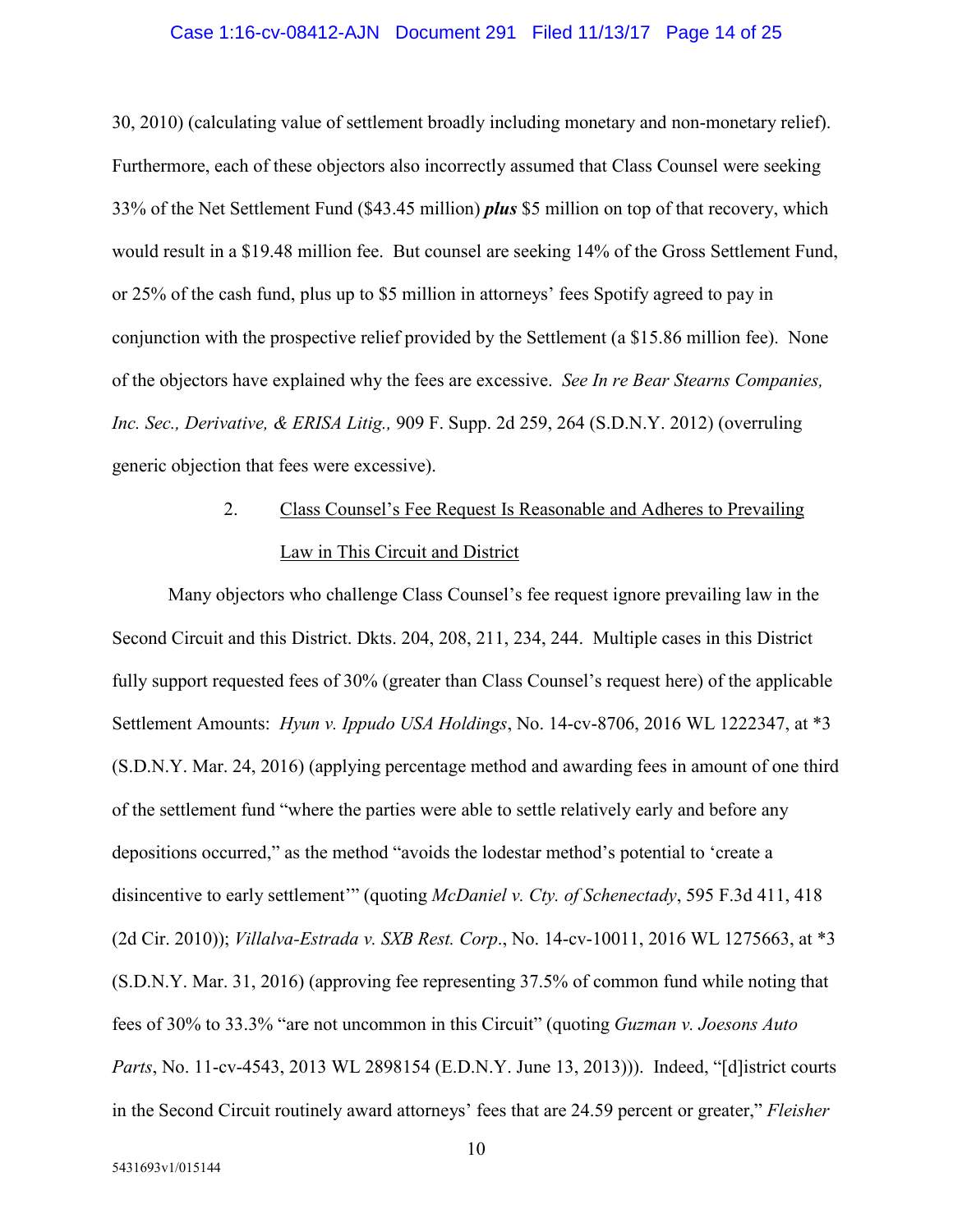30, 2010) (calculating value of settlement broadly including monetary and non-monetary relief). Furthermore, each of these objectors also incorrectly assumed that Class Counsel were seeking 33% of the Net Settlement Fund ($43.45 million) ***plus*** $5 million on top of that recovery, which would result in a $19.48 million fee. But counsel are seeking 14% of the Gross Settlement Fund, or 25% of the cash fund, plus up to $5 million in attorneys' fees Spotify agreed to pay in conjunction with the prospective relief provided by the Settlement (a $15.86 million fee). None of the objectors have explained why the fees are excessive. *See In re Bear Stearns Companies, Inc. Sec., Derivative, & ERISA Litig.,* 909 F. Supp. 2d 259, 264 (S.D.N.Y. 2012) (overruling generic objection that fees were excessive).

2. Class Counsel's Fee Request Is Reasonable and Adheres to Prevailing Law in This Circuit and District

Many objectors who challenge Class Counsel's fee request ignore prevailing law in the Second Circuit and this District. Dkts. 204, 208, 211, 234, 244. Multiple cases in this District fully support requested fees of 30% (greater than Class Counsel's request here) of the applicable Settlement Amounts: *Hyun v. Ippudo USA Holdings*, No. 14-cv-8706, 2016 WL 1222347, at *3 (S.D.N.Y. Mar. 24, 2016) (applying percentage method and awarding fees in amount of one third of the settlement fund "where the parties were able to settle relatively early and before any depositions occurred," as the method "avoids the lodestar method's potential to 'create a disincentive to early settlement'" (quoting *McDaniel v. Cty. of Schenectady*, 595 F.3d 411, 418 (2d Cir. 2010)); *Villalva-Estrada v. SXB Rest. Corp*., No. 14-cv-10011, 2016 WL 1275663, at *3 (S.D.N.Y. Mar. 31, 2016) (approving fee representing 37.5% of common fund while noting that fees of 30% to 33.3% "are not uncommon in this Circuit" (quoting *Guzman v. Joesons Auto Parts*, No. 11-cv-4543, 2013 WL 2898154 (E.D.N.Y. June 13, 2013))). Indeed, "[d]istrict courts in the Second Circuit routinely award attorneys' fees that are 24.59 percent or greater," *Fleisher*

5431693v1/015144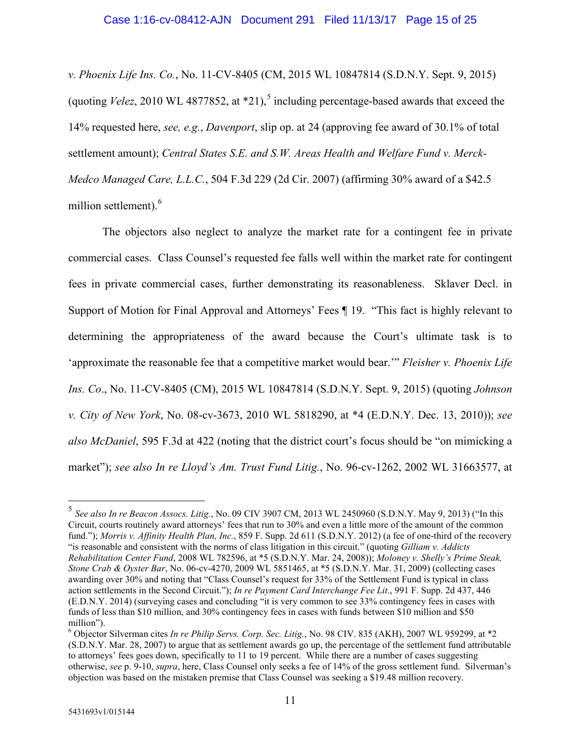*v. Phoenix Life Ins. Co.*, No. 11-CV-8405 (CM, 2015 WL 10847814 (S.D.N.Y. Sept. 9, 2015) (quoting *Velez*, 2010 WL 4877852, at *21),[5] including percentage-based awards that exceed the 14% requested here, *see, e.g.*, *Davenport*, slip op. at 24 (approving fee award of 30.1% of total settlement amount); *Central States S.E. and S.W. Areas Health and Welfare Fund v. Merck-Medco Managed Care, L.L.C.*, 504 F.3d 229 (2d Cir. 2007) (affirming 30% award of a $42.5 million settlement).[6]

The objectors also neglect to analyze the market rate for a contingent fee in private commercial cases. Class Counsel's requested fee falls well within the market rate for contingent fees in private commercial cases, further demonstrating its reasonableness. Sklaver Decl. in Support of Motion for Final Approval and Attorneys' Fees ¶ 19. "This fact is highly relevant to determining the appropriateness of the award because the Court's ultimate task is to 'approximate the reasonable fee that a competitive market would bear.'" *Fleisher v. Phoenix Life Ins. Co*., No. 11-CV-8405 (CM), 2015 WL 10847814 (S.D.N.Y. Sept. 9, 2015) (quoting *Johnson v. City of New York*, No. 08-cv-3673, 2010 WL 5818290, at *4 (E.D.N.Y. Dec. 13, 2010)); *see also McDaniel*, 595 F.3d at 422 (noting that the district court's focus should be "on mimicking a market"); *see also In re Lloyd's Am. Trust Fund Litig.*, No. 96-cv-1262, 2002 WL 31663577, at

---

[5] *See also In re Beacon Assocs. Litig.*, No. 09 CIV 3907 CM, 2013 WL 2450960 (S.D.N.Y. May 9, 2013) ("In this Circuit, courts routinely award attorneys' fees that run to 30% and even a little more of the amount of the common fund."); *Morris v. Affinity Health Plan, Inc.*, 859 F. Supp. 2d 611 (S.D.N.Y. 2012) (a fee of one-third of the recovery "is reasonable and consistent with the norms of class litigation in this circuit." (quoting *Gilliam v. Addicts Rehabilitation Center Fund*, 2008 WL 782596, at *5 (S.D.N.Y. Mar. 24, 2008)); *Moloney v. Shelly's Prime Steak, Stone Crab & Oyster Bar*, No. 06-cv-4270, 2009 WL 5851465, at *5 (S.D.N.Y. Mar. 31, 2009) (collecting cases awarding over 30% and noting that "Class Counsel's request for 33% of the Settlement Fund is typical in class action settlements in the Second Circuit."); *In re Payment Card Interchange Fee Lit*., 991 F. Supp. 2d 437, 446 (E.D.N.Y. 2014) (surveying cases and concluding "it is very common to see 33% contingency fees in cases with funds of less than $10 million, and 30% contingency fees in cases with funds between $10 million and $50 million").

[6] Objector Silverman cites *In re Philip Servs. Corp. Sec. Litig.*, No. 98 CIV. 835 (AKH), 2007 WL 959299, at *2 (S.D.N.Y. Mar. 28, 2007) to argue that as settlement awards go up, the percentage of the settlement fund attributable to attorneys' fees goes down, specifically to 11 to 19 percent. While there are a number of cases suggesting otherwise, *see* p. 9-10, *supra*, here, Class Counsel only seeks a fee of 14% of the gross settlement fund. Silverman's objection was based on the mistaken premise that Class Counsel was seeking a $19.48 million recovery.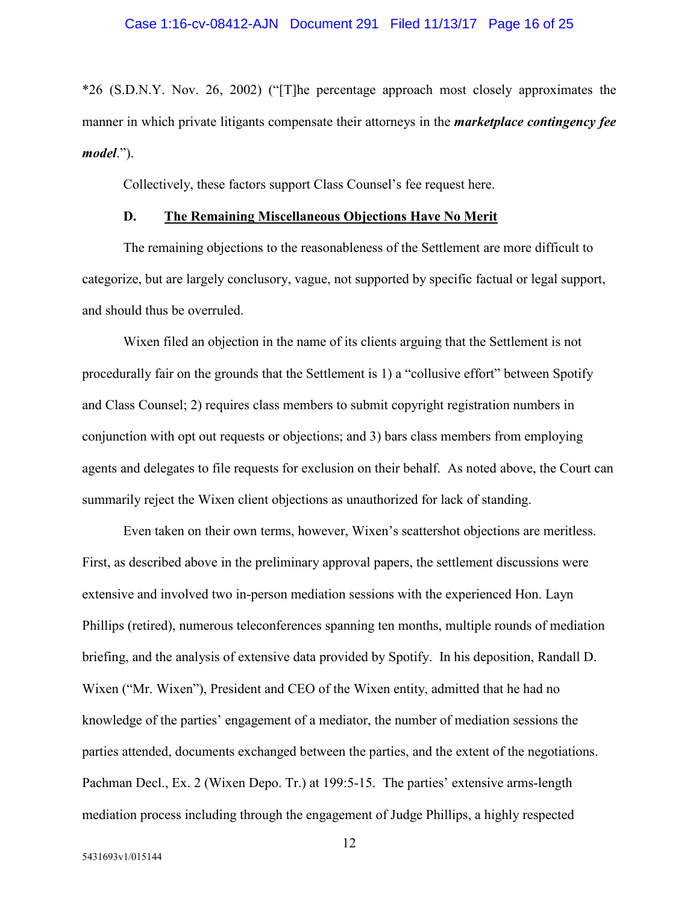*26 (S.D.N.Y. Nov. 26, 2002) ("[T]he percentage approach most closely approximates the manner in which private litigants compensate their attorneys in the ***marketplace contingency fee model***.").

Collectively, these factors support Class Counsel's fee request here.

### D. The Remaining Miscellaneous Objections Have No Merit

The remaining objections to the reasonableness of the Settlement are more difficult to categorize, but are largely conclusory, vague, not supported by specific factual or legal support, and should thus be overruled.

Wixen filed an objection in the name of its clients arguing that the Settlement is not procedurally fair on the grounds that the Settlement is 1) a "collusive effort" between Spotify and Class Counsel; 2) requires class members to submit copyright registration numbers in conjunction with opt out requests or objections; and 3) bars class members from employing agents and delegates to file requests for exclusion on their behalf. As noted above, the Court can summarily reject the Wixen client objections as unauthorized for lack of standing.

Even taken on their own terms, however, Wixen's scattershot objections are meritless. First, as described above in the preliminary approval papers, the settlement discussions were extensive and involved two in-person mediation sessions with the experienced Hon. Layn Phillips (retired), numerous teleconferences spanning ten months, multiple rounds of mediation briefing, and the analysis of extensive data provided by Spotify. In his deposition, Randall D. Wixen ("Mr. Wixen"), President and CEO of the Wixen entity, admitted that he had no knowledge of the parties' engagement of a mediator, the number of mediation sessions the parties attended, documents exchanged between the parties, and the extent of the negotiations. Pachman Decl., Ex. 2 (Wixen Depo. Tr.) at 199:5-15. The parties' extensive arms-length mediation process including through the engagement of Judge Phillips, a highly respected

5431693v1/015144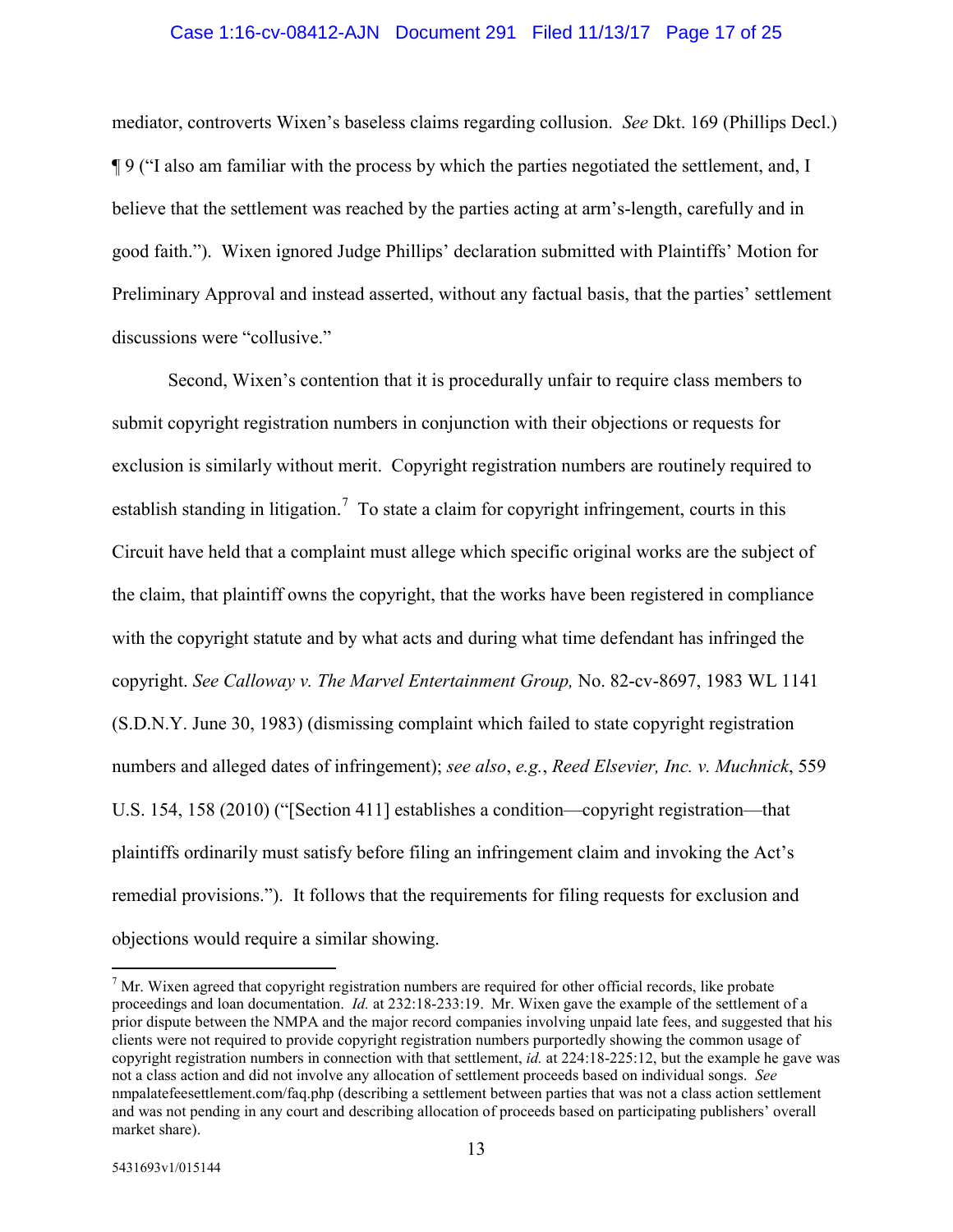mediator, controverts Wixen's baseless claims regarding collusion. *See* Dkt. 169 (Phillips Decl.) ¶ 9 ("I also am familiar with the process by which the parties negotiated the settlement, and, I believe that the settlement was reached by the parties acting at arm's-length, carefully and in good faith."). Wixen ignored Judge Phillips' declaration submitted with Plaintiffs' Motion for Preliminary Approval and instead asserted, without any factual basis, that the parties' settlement discussions were "collusive."

Second, Wixen's contention that it is procedurally unfair to require class members to submit copyright registration numbers in conjunction with their objections or requests for exclusion is similarly without merit. Copyright registration numbers are routinely required to establish standing in litigation.[7] To state a claim for copyright infringement, courts in this Circuit have held that a complaint must allege which specific original works are the subject of the claim, that plaintiff owns the copyright, that the works have been registered in compliance with the copyright statute and by what acts and during what time defendant has infringed the copyright. *See Calloway v. The Marvel Entertainment Group,* No. 82-cv-8697, 1983 WL 1141 (S.D.N.Y. June 30, 1983) (dismissing complaint which failed to state copyright registration numbers and alleged dates of infringement); *see also*, *e.g.*, *Reed Elsevier, Inc. v. Muchnick*, 559 U.S. 154, 158 (2010) ("[Section 411] establishes a condition—copyright registration—that plaintiffs ordinarily must satisfy before filing an infringement claim and invoking the Act's remedial provisions."). It follows that the requirements for filing requests for exclusion and objections would require a similar showing.

[7] Mr. Wixen agreed that copyright registration numbers are required for other official records, like probate proceedings and loan documentation. *Id.* at 232:18-233:19. Mr. Wixen gave the example of the settlement of a prior dispute between the NMPA and the major record companies involving unpaid late fees, and suggested that his clients were not required to provide copyright registration numbers purportedly showing the common usage of copyright registration numbers in connection with that settlement, *id.* at 224:18-225:12, but the example he gave was not a class action and did not involve any allocation of settlement proceeds based on individual songs. *See* nmpalatefeesettlement.com/faq.php (describing a settlement between parties that was not a class action settlement and was not pending in any court and describing allocation of proceeds based on participating publishers' overall market share).

5431693v1/015144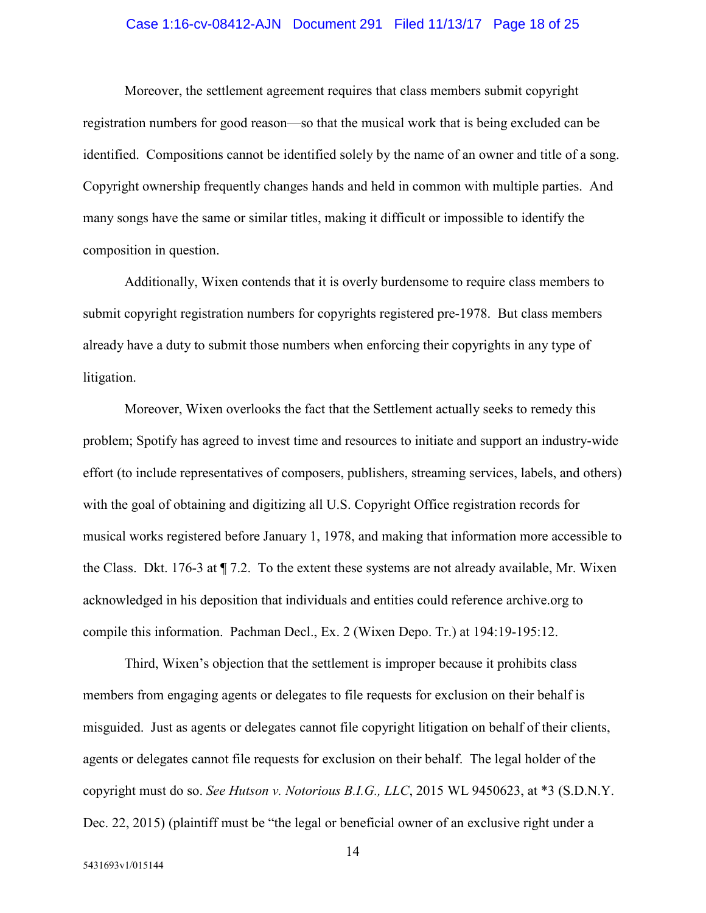Moreover, the settlement agreement requires that class members submit copyright registration numbers for good reason—so that the musical work that is being excluded can be identified. Compositions cannot be identified solely by the name of an owner and title of a song. Copyright ownership frequently changes hands and held in common with multiple parties. And many songs have the same or similar titles, making it difficult or impossible to identify the composition in question.

Additionally, Wixen contends that it is overly burdensome to require class members to submit copyright registration numbers for copyrights registered pre-1978. But class members already have a duty to submit those numbers when enforcing their copyrights in any type of litigation.

Moreover, Wixen overlooks the fact that the Settlement actually seeks to remedy this problem; Spotify has agreed to invest time and resources to initiate and support an industry-wide effort (to include representatives of composers, publishers, streaming services, labels, and others) with the goal of obtaining and digitizing all U.S. Copyright Office registration records for musical works registered before January 1, 1978, and making that information more accessible to the Class. Dkt. 176-3 at ¶ 7.2. To the extent these systems are not already available, Mr. Wixen acknowledged in his deposition that individuals and entities could reference archive.org to compile this information. Pachman Decl., Ex. 2 (Wixen Depo. Tr.) at 194:19-195:12.

Third, Wixen's objection that the settlement is improper because it prohibits class members from engaging agents or delegates to file requests for exclusion on their behalf is misguided. Just as agents or delegates cannot file copyright litigation on behalf of their clients, agents or delegates cannot file requests for exclusion on their behalf. The legal holder of the copyright must do so. *See Hutson v. Notorious B.I.G., LLC*, 2015 WL 9450623, at *3 (S.D.N.Y. Dec. 22, 2015) (plaintiff must be "the legal or beneficial owner of an exclusive right under a

5431693v1/015144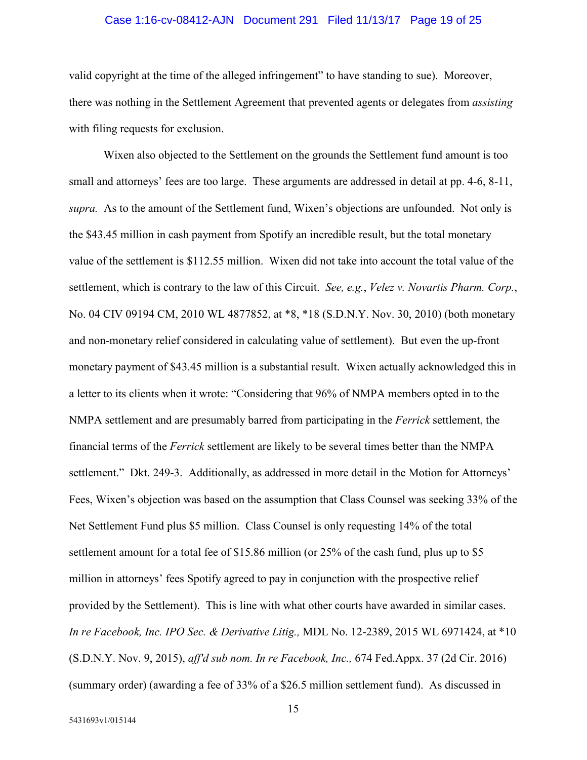valid copyright at the time of the alleged infringement" to have standing to sue). Moreover, there was nothing in the Settlement Agreement that prevented agents or delegates from *assisting* with filing requests for exclusion.

Wixen also objected to the Settlement on the grounds the Settlement fund amount is too small and attorneys' fees are too large. These arguments are addressed in detail at pp. 4-6, 8-11, *supra.* As to the amount of the Settlement fund, Wixen's objections are unfounded. Not only is the $43.45 million in cash payment from Spotify an incredible result, but the total monetary value of the settlement is $112.55 million. Wixen did not take into account the total value of the settlement, which is contrary to the law of this Circuit. *See, e.g.*, *Velez v. Novartis Pharm. Corp.*, No. 04 CIV 09194 CM, 2010 WL 4877852, at *8, *18 (S.D.N.Y. Nov. 30, 2010) (both monetary and non-monetary relief considered in calculating value of settlement). But even the up-front monetary payment of $43.45 million is a substantial result. Wixen actually acknowledged this in a letter to its clients when it wrote: "Considering that 96% of NMPA members opted in to the NMPA settlement and are presumably barred from participating in the *Ferrick* settlement, the financial terms of the *Ferrick* settlement are likely to be several times better than the NMPA settlement." Dkt. 249-3. Additionally, as addressed in more detail in the Motion for Attorneys' Fees, Wixen's objection was based on the assumption that Class Counsel was seeking 33% of the Net Settlement Fund plus $5 million. Class Counsel is only requesting 14% of the total settlement amount for a total fee of $15.86 million (or 25% of the cash fund, plus up to $5 million in attorneys' fees Spotify agreed to pay in conjunction with the prospective relief provided by the Settlement). This is line with what other courts have awarded in similar cases. *In re Facebook, Inc. IPO Sec. & Derivative Litig.,* MDL No. 12-2389, 2015 WL 6971424, at *10 (S.D.N.Y. Nov. 9, 2015), *aff'd sub nom. In re Facebook, Inc.,* 674 Fed.Appx. 37 (2d Cir. 2016) (summary order) (awarding a fee of 33% of a $26.5 million settlement fund). As discussed in

5431693v1/015144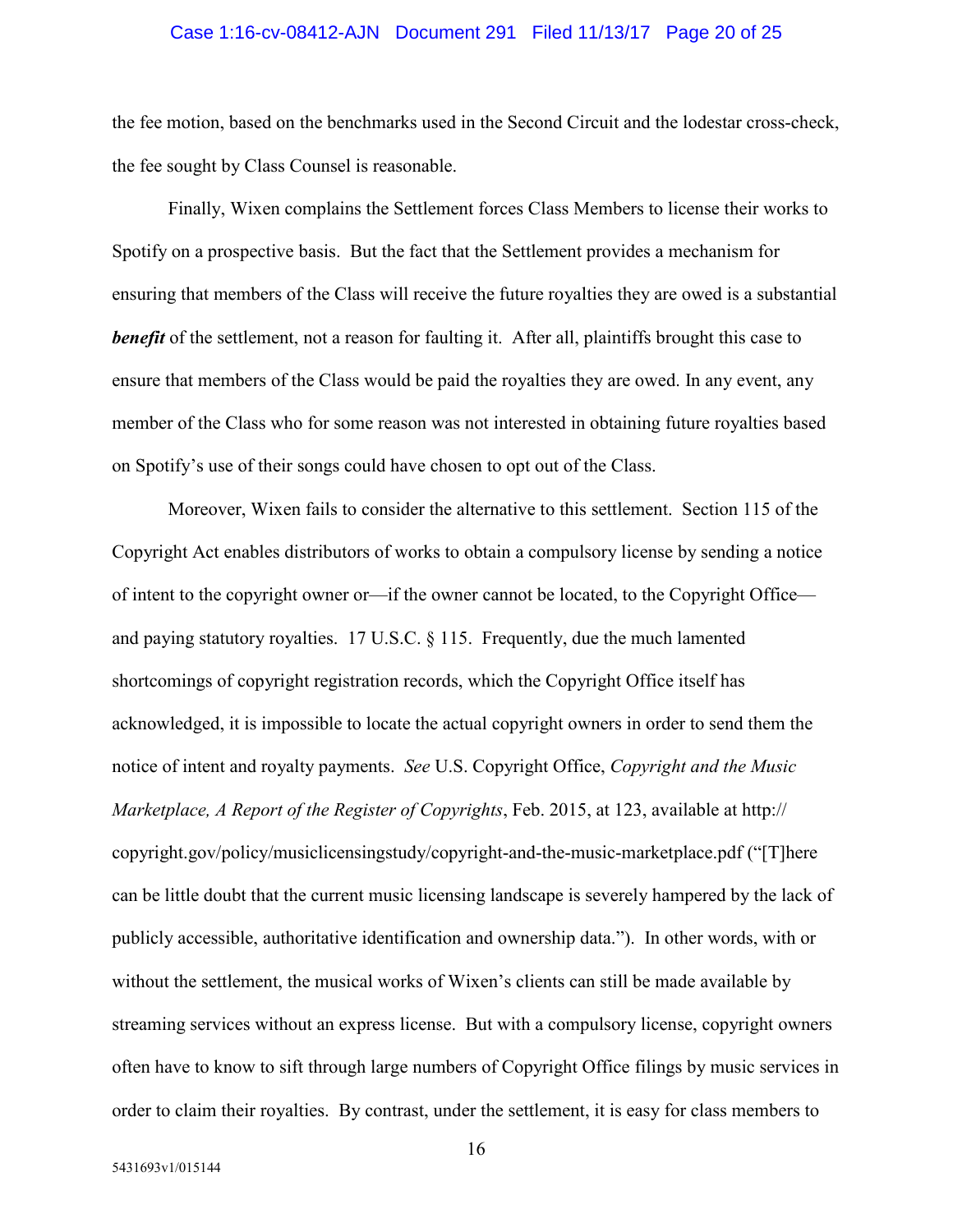the fee motion, based on the benchmarks used in the Second Circuit and the lodestar cross-check, the fee sought by Class Counsel is reasonable.

Finally, Wixen complains the Settlement forces Class Members to license their works to Spotify on a prospective basis. But the fact that the Settlement provides a mechanism for ensuring that members of the Class will receive the future royalties they are owed is a substantial ***benefit*** of the settlement, not a reason for faulting it. After all, plaintiffs brought this case to ensure that members of the Class would be paid the royalties they are owed. In any event, any member of the Class who for some reason was not interested in obtaining future royalties based on Spotify's use of their songs could have chosen to opt out of the Class.

Moreover, Wixen fails to consider the alternative to this settlement. Section 115 of the Copyright Act enables distributors of works to obtain a compulsory license by sending a notice of intent to the copyright owner or—if the owner cannot be located, to the Copyright Office—and paying statutory royalties. 17 U.S.C. § 115. Frequently, due the much lamented shortcomings of copyright registration records, which the Copyright Office itself has acknowledged, it is impossible to locate the actual copyright owners in order to send them the notice of intent and royalty payments. *See* U.S. Copyright Office, *Copyright and the Music Marketplace, A Report of the Register of Copyrights*, Feb. 2015, at 123, available at http://copyright.gov/policy/musiclicensingstudy/copyright-and-the-music-marketplace.pdf ("[T]here can be little doubt that the current music licensing landscape is severely hampered by the lack of publicly accessible, authoritative identification and ownership data."). In other words, with or without the settlement, the musical works of Wixen's clients can still be made available by streaming services without an express license. But with a compulsory license, copyright owners often have to know to sift through large numbers of Copyright Office filings by music services in order to claim their royalties. By contrast, under the settlement, it is easy for class members to

5431693v1/015144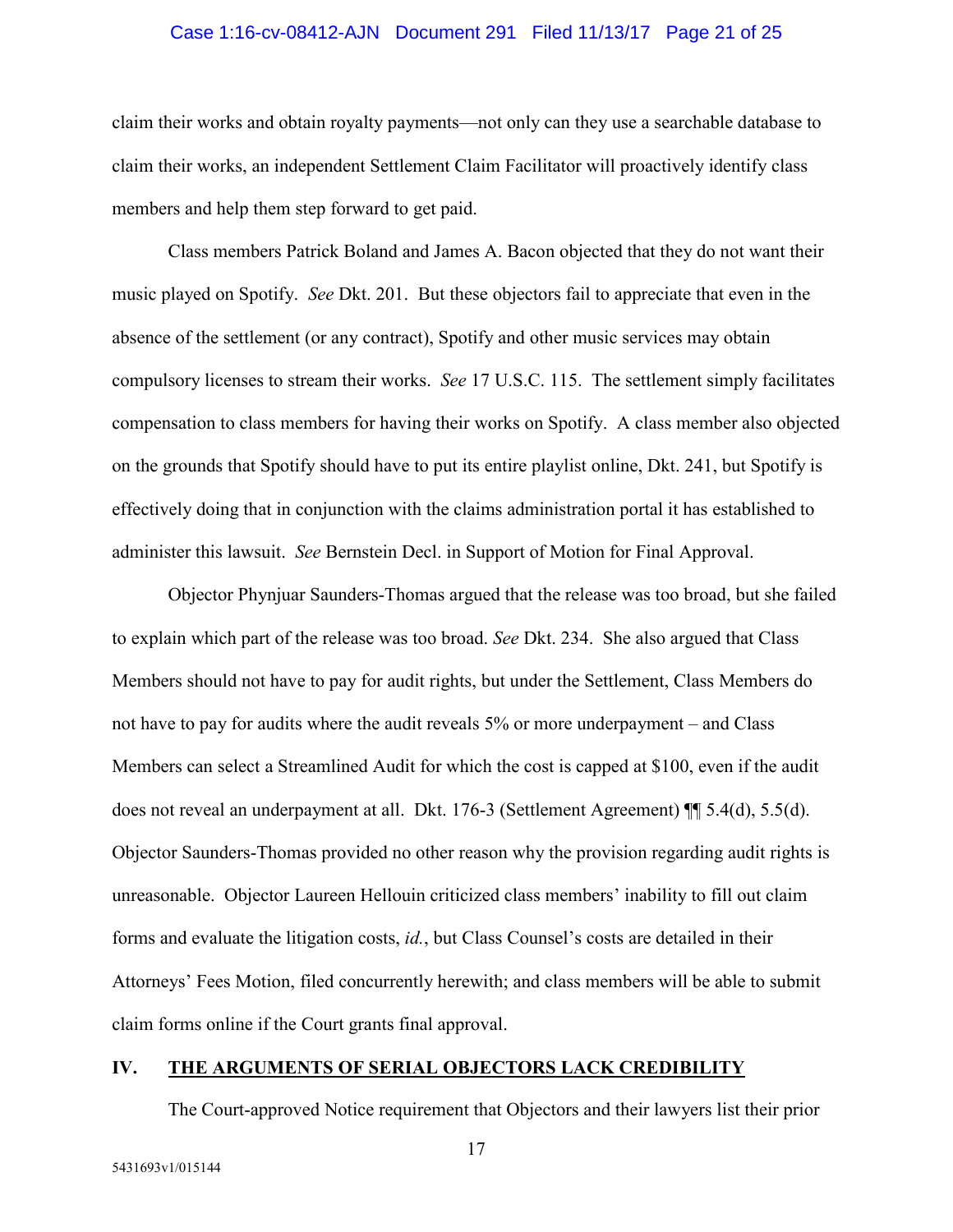claim their works and obtain royalty payments—not only can they use a searchable database to claim their works, an independent Settlement Claim Facilitator will proactively identify class members and help them step forward to get paid.

Class members Patrick Boland and James A. Bacon objected that they do not want their music played on Spotify. *See* Dkt. 201. But these objectors fail to appreciate that even in the absence of the settlement (or any contract), Spotify and other music services may obtain compulsory licenses to stream their works. *See* 17 U.S.C. 115. The settlement simply facilitates compensation to class members for having their works on Spotify. A class member also objected on the grounds that Spotify should have to put its entire playlist online, Dkt. 241, but Spotify is effectively doing that in conjunction with the claims administration portal it has established to administer this lawsuit. *See* Bernstein Decl. in Support of Motion for Final Approval.

Objector Phynjuar Saunders-Thomas argued that the release was too broad, but she failed to explain which part of the release was too broad. *See* Dkt. 234. She also argued that Class Members should not have to pay for audit rights, but under the Settlement, Class Members do not have to pay for audits where the audit reveals 5% or more underpayment – and Class Members can select a Streamlined Audit for which the cost is capped at $100, even if the audit does not reveal an underpayment at all. Dkt. 176-3 (Settlement Agreement) ¶¶ 5.4(d), 5.5(d). Objector Saunders-Thomas provided no other reason why the provision regarding audit rights is unreasonable. Objector Laureen Hellouin criticized class members' inability to fill out claim forms and evaluate the litigation costs, *id.*, but Class Counsel's costs are detailed in their Attorneys' Fees Motion, filed concurrently herewith; and class members will be able to submit claim forms online if the Court grants final approval.

## IV. THE ARGUMENTS OF SERIAL OBJECTORS LACK CREDIBILITY

The Court-approved Notice requirement that Objectors and their lawyers list their prior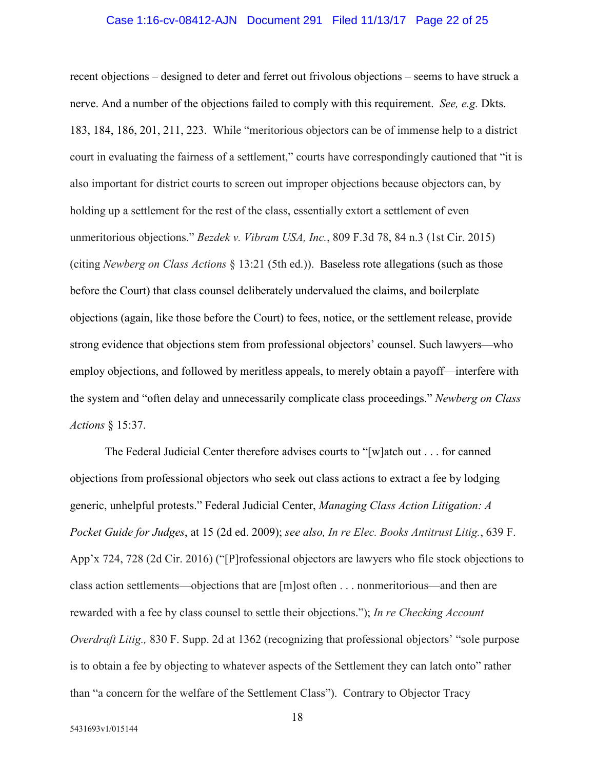recent objections – designed to deter and ferret out frivolous objections – seems to have struck a nerve. And a number of the objections failed to comply with this requirement. *See, e.g.* Dkts. 183, 184, 186, 201, 211, 223. While "meritorious objectors can be of immense help to a district court in evaluating the fairness of a settlement," courts have correspondingly cautioned that "it is also important for district courts to screen out improper objections because objectors can, by holding up a settlement for the rest of the class, essentially extort a settlement of even unmeritorious objections." *Bezdek v. Vibram USA, Inc.*, 809 F.3d 78, 84 n.3 (1st Cir. 2015) (citing *Newberg on Class Actions* § 13:21 (5th ed.)). Baseless rote allegations (such as those before the Court) that class counsel deliberately undervalued the claims, and boilerplate objections (again, like those before the Court) to fees, notice, or the settlement release, provide strong evidence that objections stem from professional objectors' counsel. Such lawyers—who employ objections, and followed by meritless appeals, to merely obtain a payoff—interfere with the system and "often delay and unnecessarily complicate class proceedings." *Newberg on Class Actions* § 15:37.

The Federal Judicial Center therefore advises courts to "[w]atch out . . . for canned objections from professional objectors who seek out class actions to extract a fee by lodging generic, unhelpful protests." Federal Judicial Center, *Managing Class Action Litigation: A Pocket Guide for Judges*, at 15 (2d ed. 2009); *see also, In re Elec. Books Antitrust Litig.*, 639 F. App'x 724, 728 (2d Cir. 2016) ("[P]rofessional objectors are lawyers who file stock objections to class action settlements—objections that are [m]ost often . . . nonmeritorious—and then are rewarded with a fee by class counsel to settle their objections."); *In re Checking Account Overdraft Litig.,* 830 F. Supp. 2d at 1362 (recognizing that professional objectors' "sole purpose is to obtain a fee by objecting to whatever aspects of the Settlement they can latch onto" rather than "a concern for the welfare of the Settlement Class"). Contrary to Objector Tracy

5431693v1/015144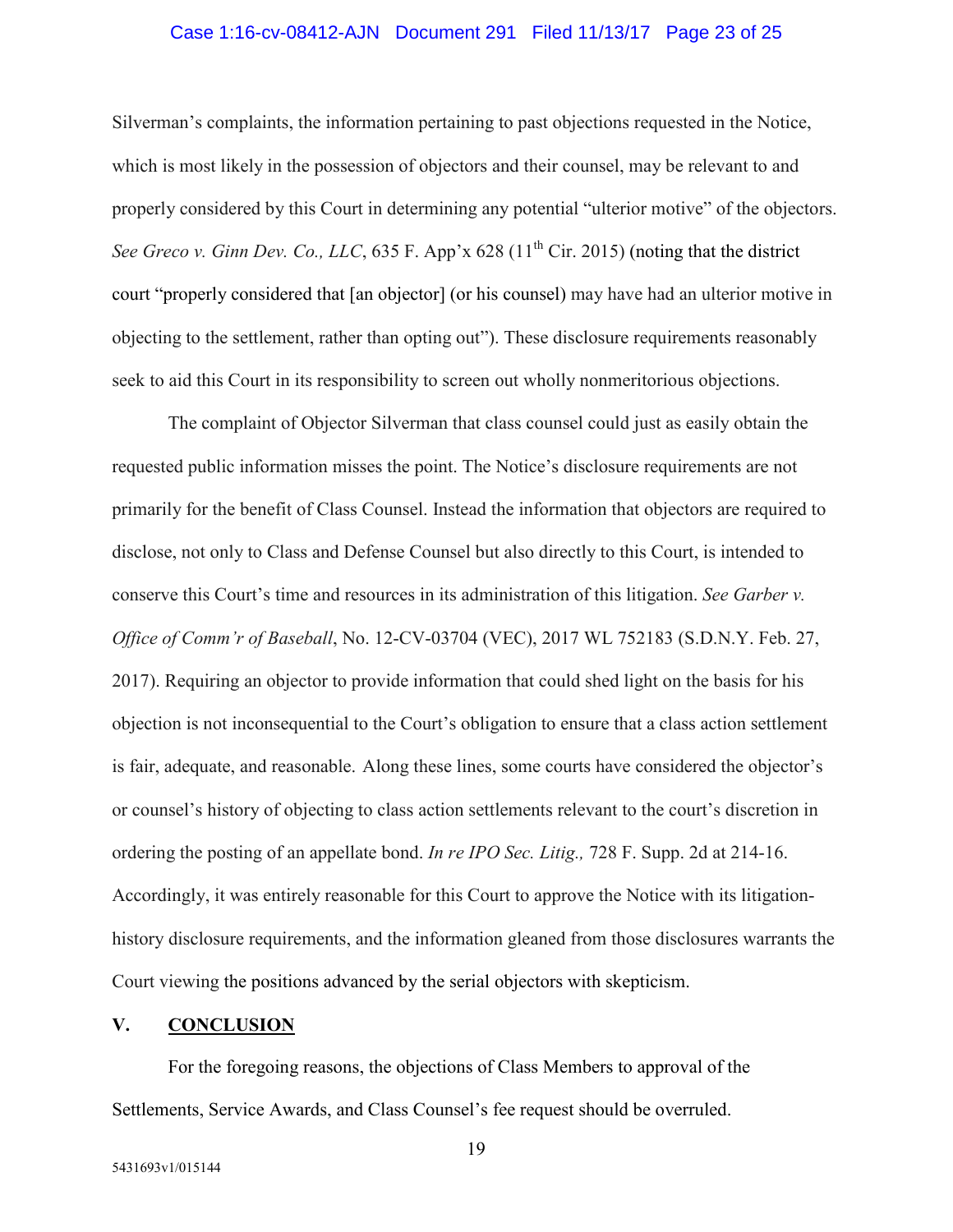Silverman's complaints, the information pertaining to past objections requested in the Notice, which is most likely in the possession of objectors and their counsel, may be relevant to and properly considered by this Court in determining any potential "ulterior motive" of the objectors. *See Greco v. Ginn Dev. Co., LLC*, 635 F. App'x 628 (11th Cir. 2015) (noting that the district court "properly considered that [an objector] (or his counsel) may have had an ulterior motive in objecting to the settlement, rather than opting out"). These disclosure requirements reasonably seek to aid this Court in its responsibility to screen out wholly nonmeritorious objections.

The complaint of Objector Silverman that class counsel could just as easily obtain the requested public information misses the point. The Notice's disclosure requirements are not primarily for the benefit of Class Counsel. Instead the information that objectors are required to disclose, not only to Class and Defense Counsel but also directly to this Court, is intended to conserve this Court's time and resources in its administration of this litigation. *See Garber v. Office of Comm'r of Baseball*, No. 12-CV-03704 (VEC), 2017 WL 752183 (S.D.N.Y. Feb. 27, 2017). Requiring an objector to provide information that could shed light on the basis for his objection is not inconsequential to the Court's obligation to ensure that a class action settlement is fair, adequate, and reasonable. Along these lines, some courts have considered the objector's or counsel's history of objecting to class action settlements relevant to the court's discretion in ordering the posting of an appellate bond. *In re IPO Sec. Litig.,* 728 F. Supp. 2d at 214-16. Accordingly, it was entirely reasonable for this Court to approve the Notice with its litigation-history disclosure requirements, and the information gleaned from those disclosures warrants the Court viewing the positions advanced by the serial objectors with skepticism.

## V. CONCLUSION

For the foregoing reasons, the objections of Class Members to approval of the Settlements, Service Awards, and Class Counsel's fee request should be overruled.

5431693v1/015144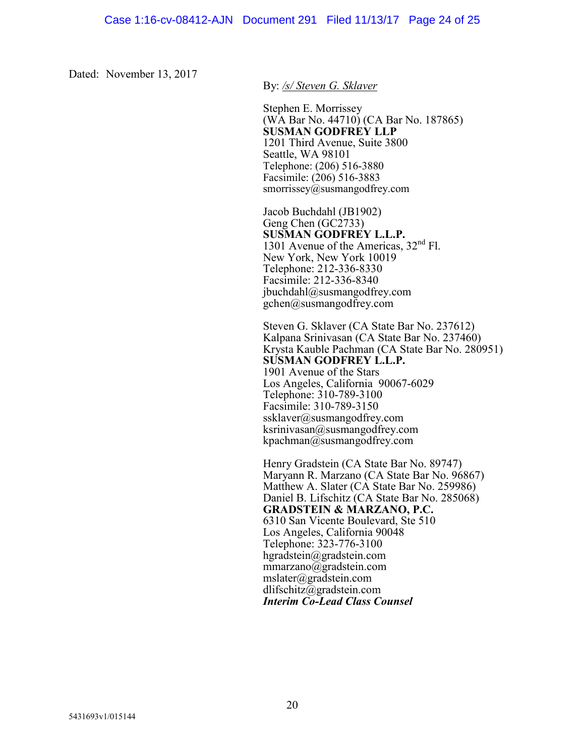Dated: November 13, 2017

By: */s/ Steven G. Sklaver*

Stephen E. Morrissey
(WA Bar No. 44710) (CA Bar No. 187865)
**SUSMAN GODFREY LLP**
1201 Third Avenue, Suite 3800
Seattle, WA 98101
Telephone: (206) 516-3880
Facsimile: (206) 516-3883
smorrissey@susmangodfrey.com

Jacob Buchdahl (JB1902)
Geng Chen (GC2733)
**SUSMAN GODFREY L.L.P.**
1301 Avenue of the Americas, 32nd Fl.
New York, New York 10019
Telephone: 212-336-8330
Facsimile: 212-336-8340
jbuchdahl@susmangodfrey.com
gchen@susmangodfrey.com

Steven G. Sklaver (CA State Bar No. 237612)
Kalpana Srinivasan (CA State Bar No. 237460)
Krysta Kauble Pachman (CA State Bar No. 280951)
**SUSMAN GODFREY L.L.P.**
1901 Avenue of the Stars
Los Angeles, California 90067-6029
Telephone: 310-789-3100
Facsimile: 310-789-3150
ssklaver@susmangodfrey.com
ksrinivasan@susmangodfrey.com
kpachman@susmangodfrey.com

Henry Gradstein (CA State Bar No. 89747)
Maryann R. Marzano (CA State Bar No. 96867)
Matthew A. Slater (CA State Bar No. 259986)
Daniel B. Lifschitz (CA State Bar No. 285068)
**GRADSTEIN & MARZANO, P.C.**
6310 San Vicente Boulevard, Ste 510
Los Angeles, California 90048
Telephone: 323-776-3100
hgradstein@gradstein.com
mmarzano@gradstein.com
mslater@gradstein.com
dlifschitz@gradstein.com
***Interim Co-Lead Class Counsel***

5431693v1/015144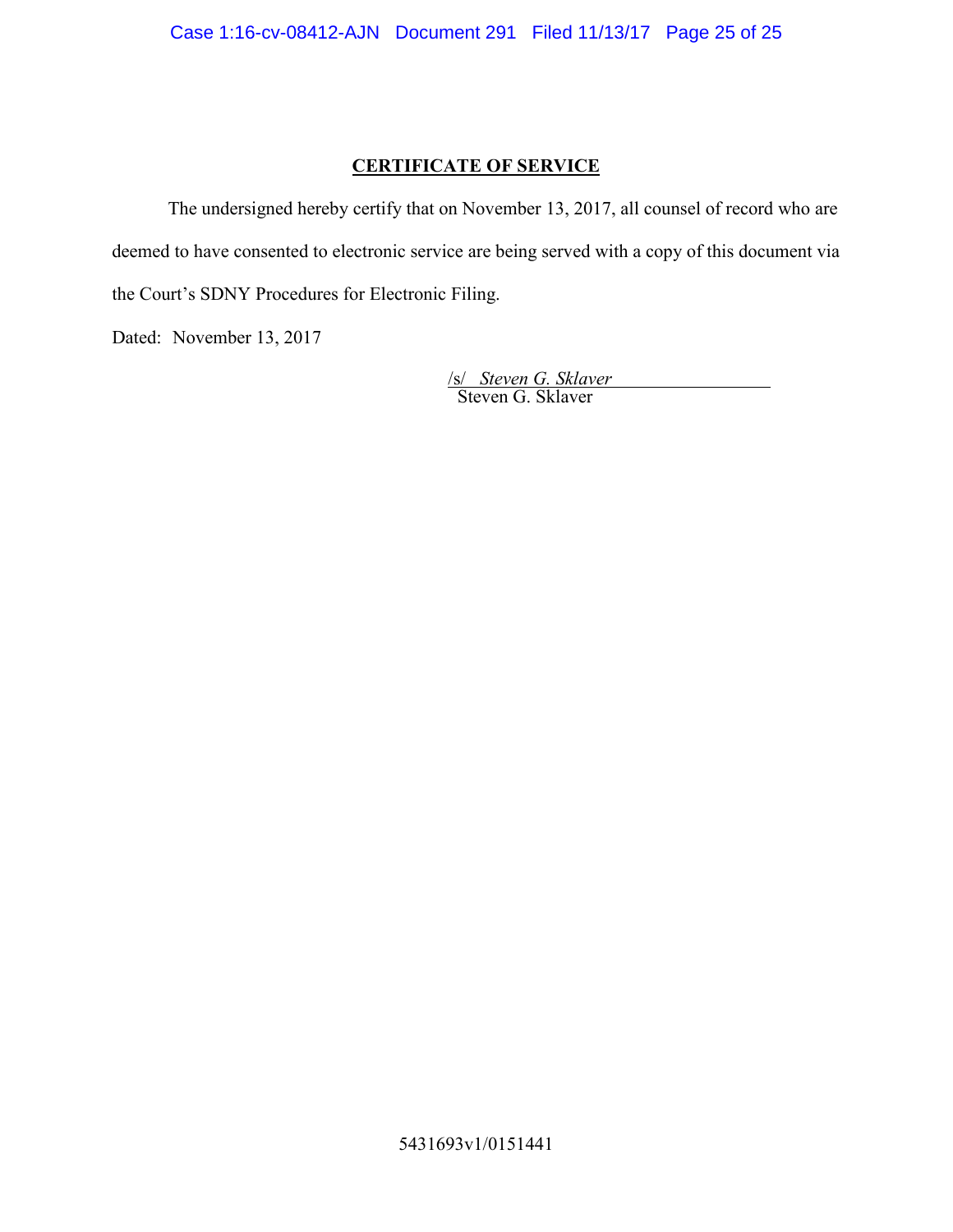**CERTIFICATE OF SERVICE**

The undersigned hereby certify that on November 13, 2017, all counsel of record who are deemed to have consented to electronic service are being served with a copy of this document via the Court's SDNY Procedures for Electronic Filing.

Dated: November 13, 2017

/s/ *Steven G. Sklaver*
Steven G. Sklaver

5431693v1/0151441